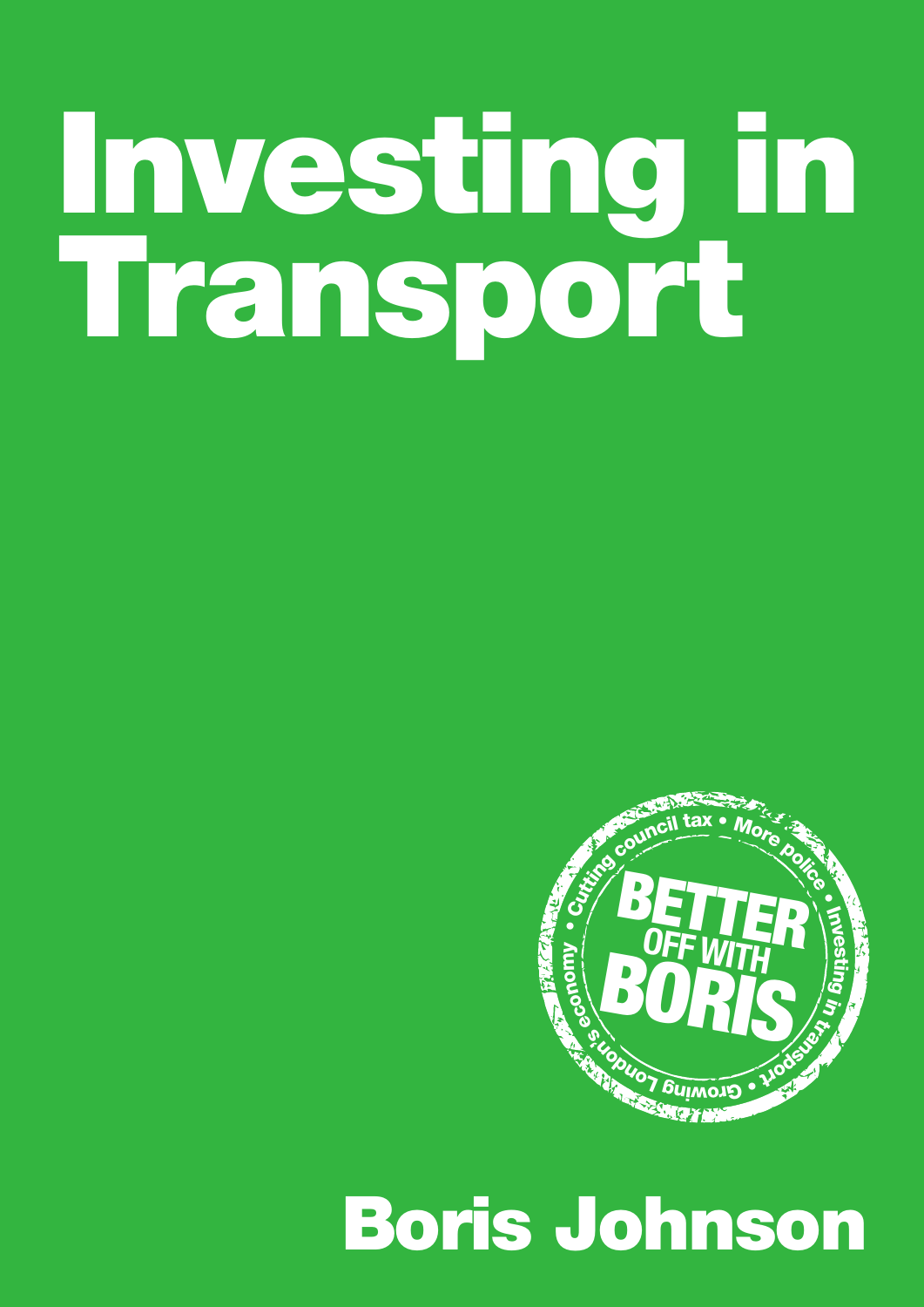# Investing in Transport

BETTER OFF WITH BORIS

• Cutting council tax • More police • Investing in transport • Growing London's economy

## Boris Johnson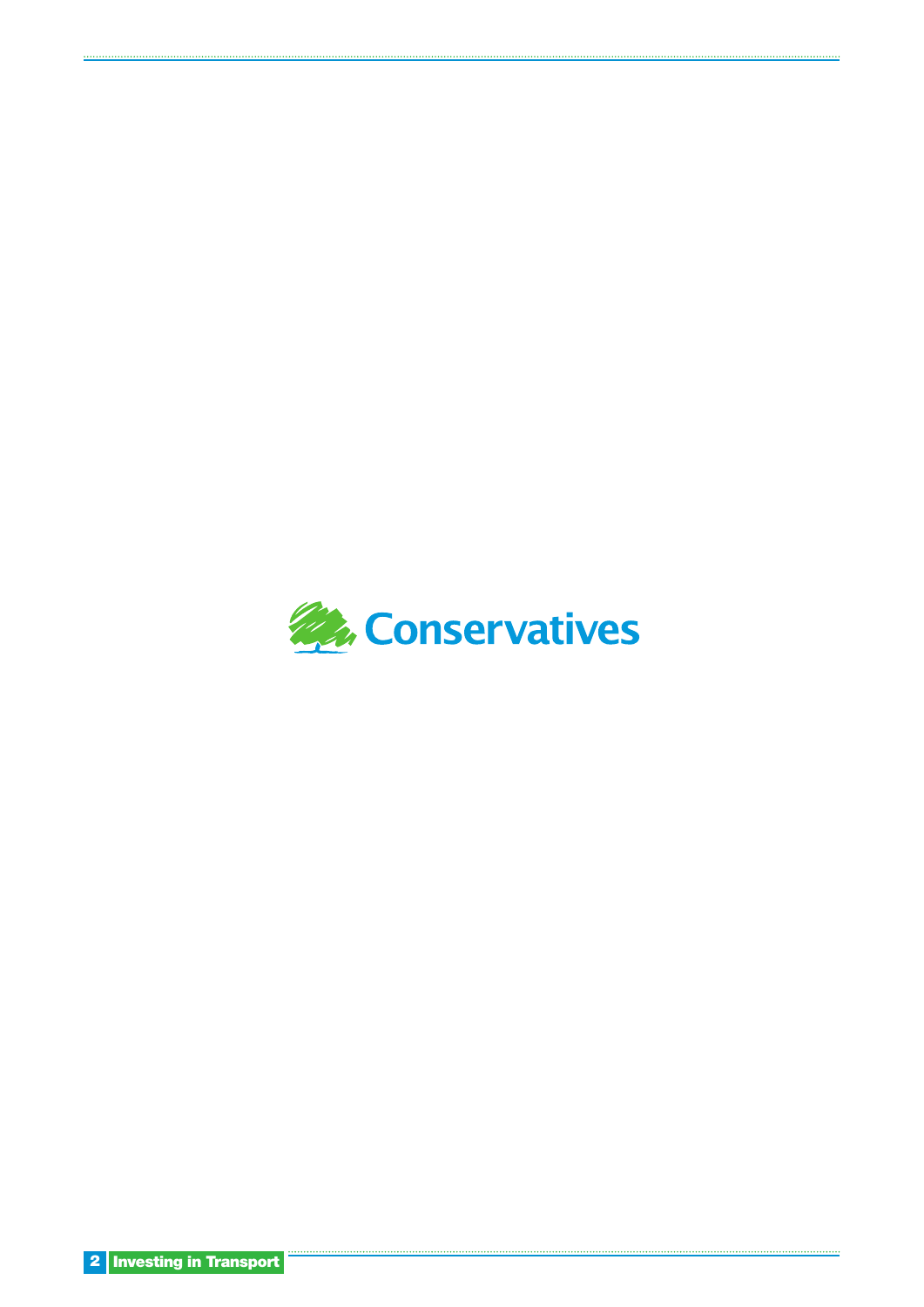Conservatives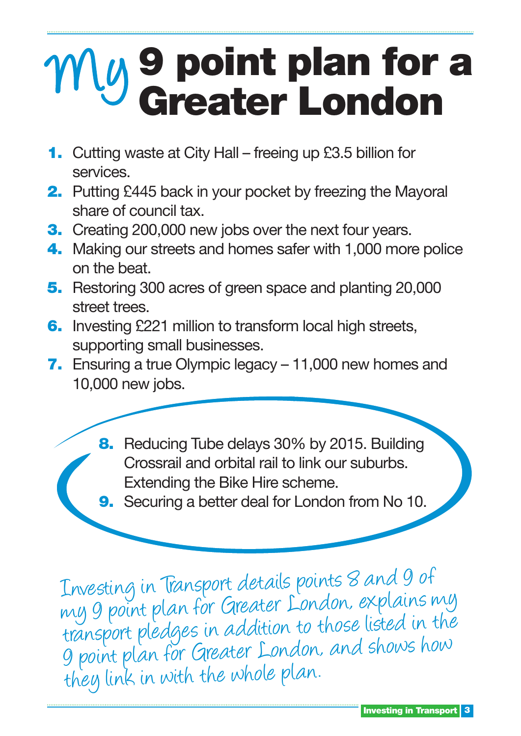# My 9 point plan for a Greater London

1. Cutting waste at City Hall – freeing up £3.5 billion for services.
2. Putting £445 back in your pocket by freezing the Mayoral share of council tax.
3. Creating 200,000 new jobs over the next four years.
4. Making our streets and homes safer with 1,000 more police on the beat.
5. Restoring 300 acres of green space and planting 20,000 street trees.
6. Investing £221 million to transform local high streets, supporting small businesses.
7. Ensuring a true Olympic legacy – 11,000 new homes and 10,000 new jobs.
8. Reducing Tube delays 30% by 2015. Building Crossrail and orbital rail to link our suburbs. Extending the Bike Hire scheme.
9. Securing a better deal for London from No 10.

*Investing in Transport details points 8 and 9 of my 9 point plan for Greater London, explains my transport pledges in addition to those listed in the 9 point plan for Greater London, and shows how they link in with the whole plan.*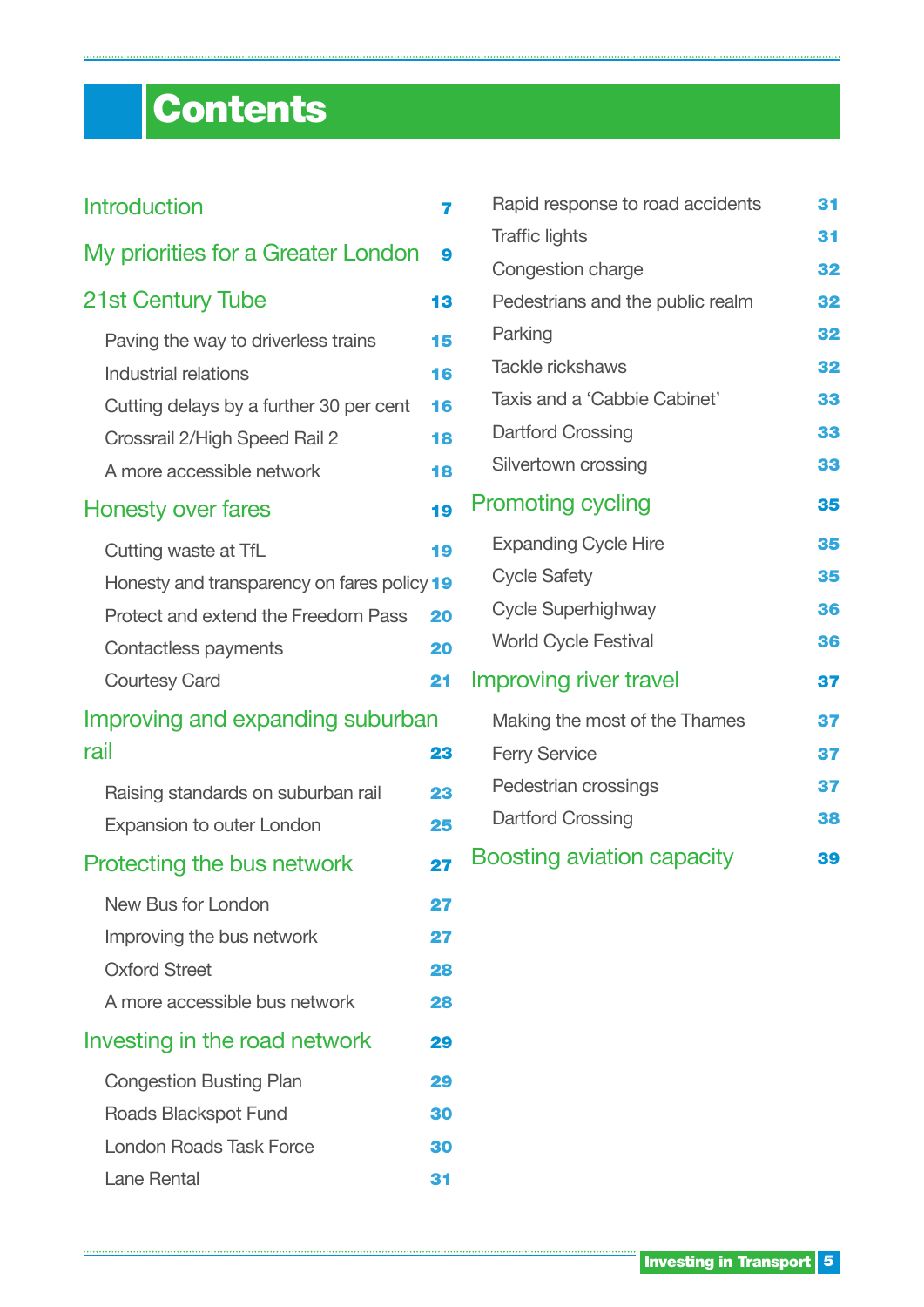# Contents

| | |
|---|---|
| Introduction | 7 |
| My priorities for a Greater London | 9 |
| 21st Century Tube | 13 |
| Paving the way to driverless trains | 15 |
| Industrial relations | 16 |
| Cutting delays by a further 30 per cent | 16 |
| Crossrail 2/High Speed Rail 2 | 18 |
| A more accessible network | 18 |
| Honesty over fares | 19 |
| Cutting waste at TfL | 19 |
| Honesty and transparency on fares policy | 19 |
| Protect and extend the Freedom Pass | 20 |
| Contactless payments | 20 |
| Courtesy Card | 21 |
| Improving and expanding suburban rail | 23 |
| Raising standards on suburban rail | 23 |
| Expansion to outer London | 25 |
| Protecting the bus network | 27 |
| New Bus for London | 27 |
| Improving the bus network | 27 |
| Oxford Street | 28 |
| A more accessible bus network | 28 |
| Investing in the road network | 29 |
| Congestion Busting Plan | 29 |
| Roads Blackspot Fund | 30 |
| London Roads Task Force | 30 |
| Lane Rental | 31 |
| Rapid response to road accidents | 31 |
| Traffic lights | 31 |
| Congestion charge | 32 |
| Pedestrians and the public realm | 32 |
| Parking | 32 |
| Tackle rickshaws | 32 |
| Taxis and a 'Cabbie Cabinet' | 33 |
| Dartford Crossing | 33 |
| Silvertown crossing | 33 |
| Promoting cycling | 35 |
| Expanding Cycle Hire | 35 |
| Cycle Safety | 35 |
| Cycle Superhighway | 36 |
| World Cycle Festival | 36 |
| Improving river travel | 37 |
| Making the most of the Thames | 37 |
| Ferry Service | 37 |
| Pedestrian crossings | 37 |
| Dartford Crossing | 38 |
| Boosting aviation capacity | 39 |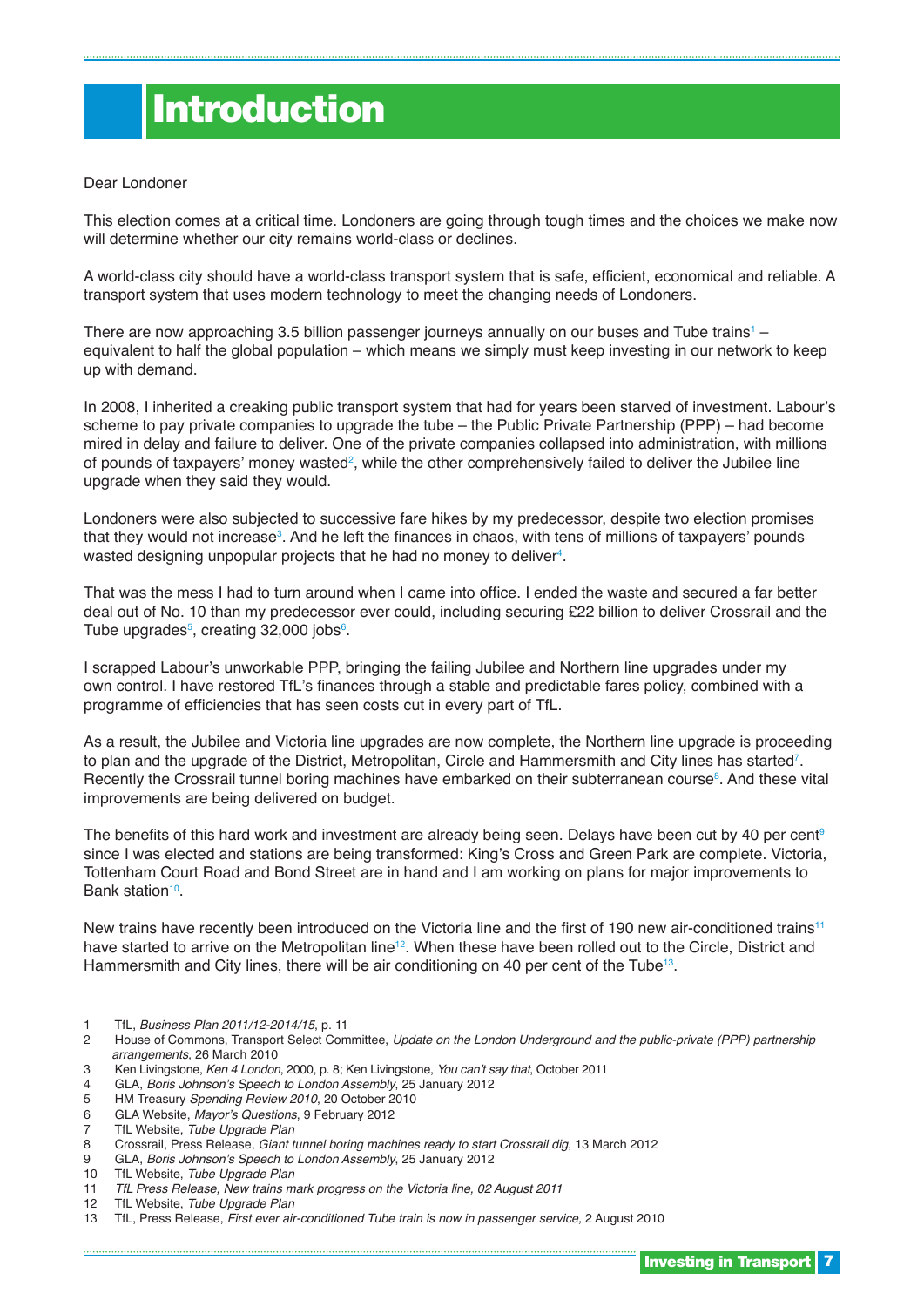# Introduction

Dear Londoner

This election comes at a critical time. Londoners are going through tough times and the choices we make now will determine whether our city remains world-class or declines.

A world-class city should have a world-class transport system that is safe, efficient, economical and reliable. A transport system that uses modern technology to meet the changing needs of Londoners.

There are now approaching 3.5 billion passenger journeys annually on our buses and Tube trains[1] – equivalent to half the global population – which means we simply must keep investing in our network to keep up with demand.

In 2008, I inherited a creaking public transport system that had for years been starved of investment. Labour's scheme to pay private companies to upgrade the tube – the Public Private Partnership (PPP) – had become mired in delay and failure to deliver. One of the private companies collapsed into administration, with millions of pounds of taxpayers' money wasted[2], while the other comprehensively failed to deliver the Jubilee line upgrade when they said they would.

Londoners were also subjected to successive fare hikes by my predecessor, despite two election promises that they would not increase[3]. And he left the finances in chaos, with tens of millions of taxpayers' pounds wasted designing unpopular projects that he had no money to deliver[4].

That was the mess I had to turn around when I came into office. I ended the waste and secured a far better deal out of No. 10 than my predecessor ever could, including securing £22 billion to deliver Crossrail and the Tube upgrades[5], creating 32,000 jobs[6].

I scrapped Labour's unworkable PPP, bringing the failing Jubilee and Northern line upgrades under my own control. I have restored TfL's finances through a stable and predictable fares policy, combined with a programme of efficiencies that has seen costs cut in every part of TfL.

As a result, the Jubilee and Victoria line upgrades are now complete, the Northern line upgrade is proceeding to plan and the upgrade of the District, Metropolitan, Circle and Hammersmith and City lines has started[7]. Recently the Crossrail tunnel boring machines have embarked on their subterranean course[8]. And these vital improvements are being delivered on budget.

The benefits of this hard work and investment are already being seen. Delays have been cut by 40 per cent[9] since I was elected and stations are being transformed: King's Cross and Green Park are complete. Victoria, Tottenham Court Road and Bond Street are in hand and I am working on plans for major improvements to Bank station[10].

New trains have recently been introduced on the Victoria line and the first of 190 new air-conditioned trains[11] have started to arrive on the Metropolitan line[12]. When these have been rolled out to the Circle, District and Hammersmith and City lines, there will be air conditioning on 40 per cent of the Tube[13].

1 TfL, *Business Plan 2011/12-2014/15*, p. 11
2 House of Commons, Transport Select Committee, *Update on the London Underground and the public-private (PPP) partnership arrangements,* 26 March 2010
3 Ken Livingstone, *Ken 4 London*, 2000, p. 8; Ken Livingstone, *You can't say that*, October 2011
4 GLA, *Boris Johnson's Speech to London Assembly*, 25 January 2012
5 HM Treasury *Spending Review 2010*, 20 October 2010
6 GLA Website, *Mayor's Questions*, 9 February 2012
7 TfL Website, *Tube Upgrade Plan*
8 Crossrail, Press Release, *Giant tunnel boring machines ready to start Crossrail dig*, 13 March 2012
9 GLA, *Boris Johnson's Speech to London Assembly*, 25 January 2012
10 TfL Website, *Tube Upgrade Plan*
11 *TfL Press Release, New trains mark progress on the Victoria line, 02 August 2011*
12 TfL Website, *Tube Upgrade Plan*
13 TfL, Press Release, *First ever air-conditioned Tube train is now in passenger service,* 2 August 2010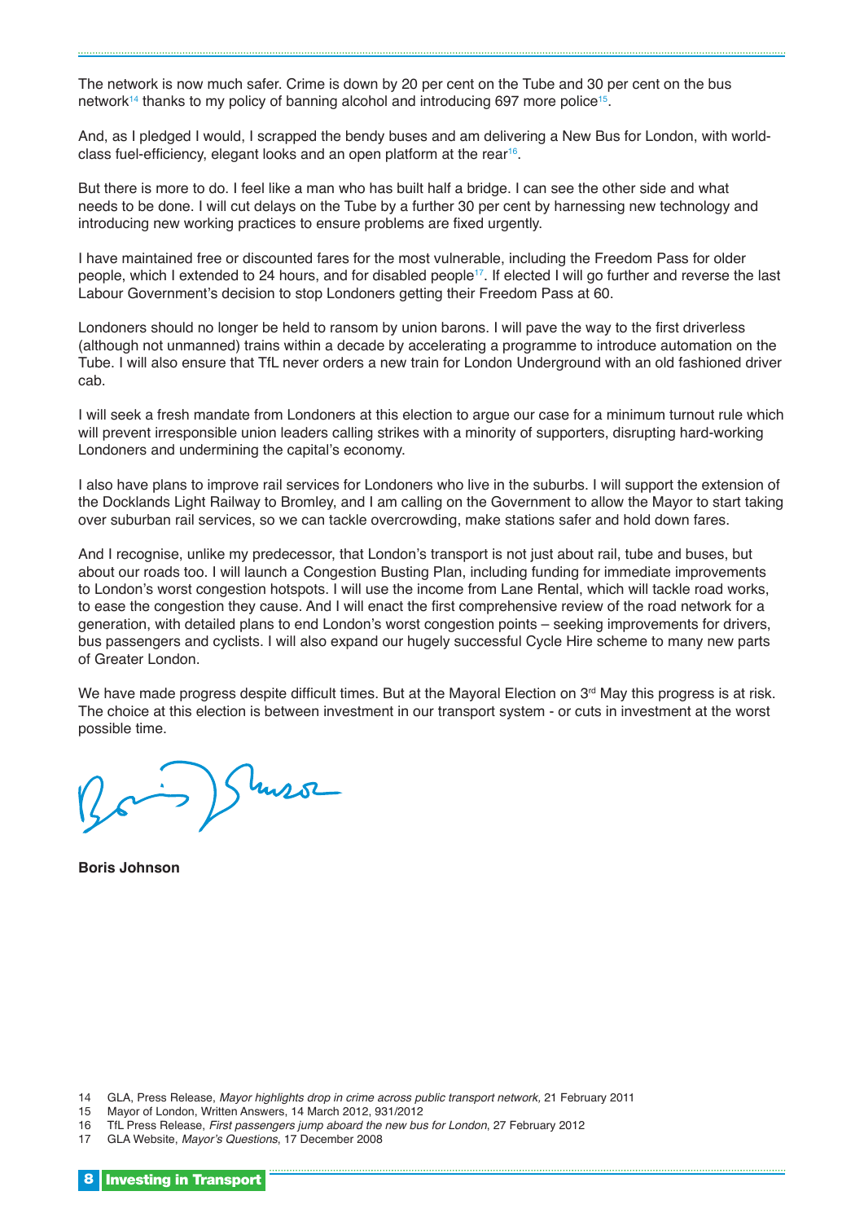The network is now much safer. Crime is down by 20 per cent on the Tube and 30 per cent on the bus network[14] thanks to my policy of banning alcohol and introducing 697 more police[15].

And, as I pledged I would, I scrapped the bendy buses and am delivering a New Bus for London, with world-class fuel-efficiency, elegant looks and an open platform at the rear[16].

But there is more to do. I feel like a man who has built half a bridge. I can see the other side and what needs to be done. I will cut delays on the Tube by a further 30 per cent by harnessing new technology and introducing new working practices to ensure problems are fixed urgently.

I have maintained free or discounted fares for the most vulnerable, including the Freedom Pass for older people, which I extended to 24 hours, and for disabled people[17]. If elected I will go further and reverse the last Labour Government's decision to stop Londoners getting their Freedom Pass at 60.

Londoners should no longer be held to ransom by union barons. I will pave the way to the first driverless (although not unmanned) trains within a decade by accelerating a programme to introduce automation on the Tube. I will also ensure that TfL never orders a new train for London Underground with an old fashioned driver cab.

I will seek a fresh mandate from Londoners at this election to argue our case for a minimum turnout rule which will prevent irresponsible union leaders calling strikes with a minority of supporters, disrupting hard-working Londoners and undermining the capital's economy.

I also have plans to improve rail services for Londoners who live in the suburbs. I will support the extension of the Docklands Light Railway to Bromley, and I am calling on the Government to allow the Mayor to start taking over suburban rail services, so we can tackle overcrowding, make stations safer and hold down fares.

And I recognise, unlike my predecessor, that London's transport is not just about rail, tube and buses, but about our roads too. I will launch a Congestion Busting Plan, including funding for immediate improvements to London's worst congestion hotspots. I will use the income from Lane Rental, which will tackle road works, to ease the congestion they cause. And I will enact the first comprehensive review of the road network for a generation, with detailed plans to end London's worst congestion points – seeking improvements for drivers, bus passengers and cyclists. I will also expand our hugely successful Cycle Hire scheme to many new parts of Greater London.

We have made progress despite difficult times. But at the Mayoral Election on 3rd May this progress is at risk. The choice at this election is between investment in our transport system - or cuts in investment at the worst possible time.

**Boris Johnson**

14 GLA, Press Release, *Mayor highlights drop in crime across public transport network,* 21 February 2011
15 Mayor of London, Written Answers, 14 March 2012, 931/2012
16 TfL Press Release, *First passengers jump aboard the new bus for London*, 27 February 2012
17 GLA Website, *Mayor's Questions*, 17 December 2008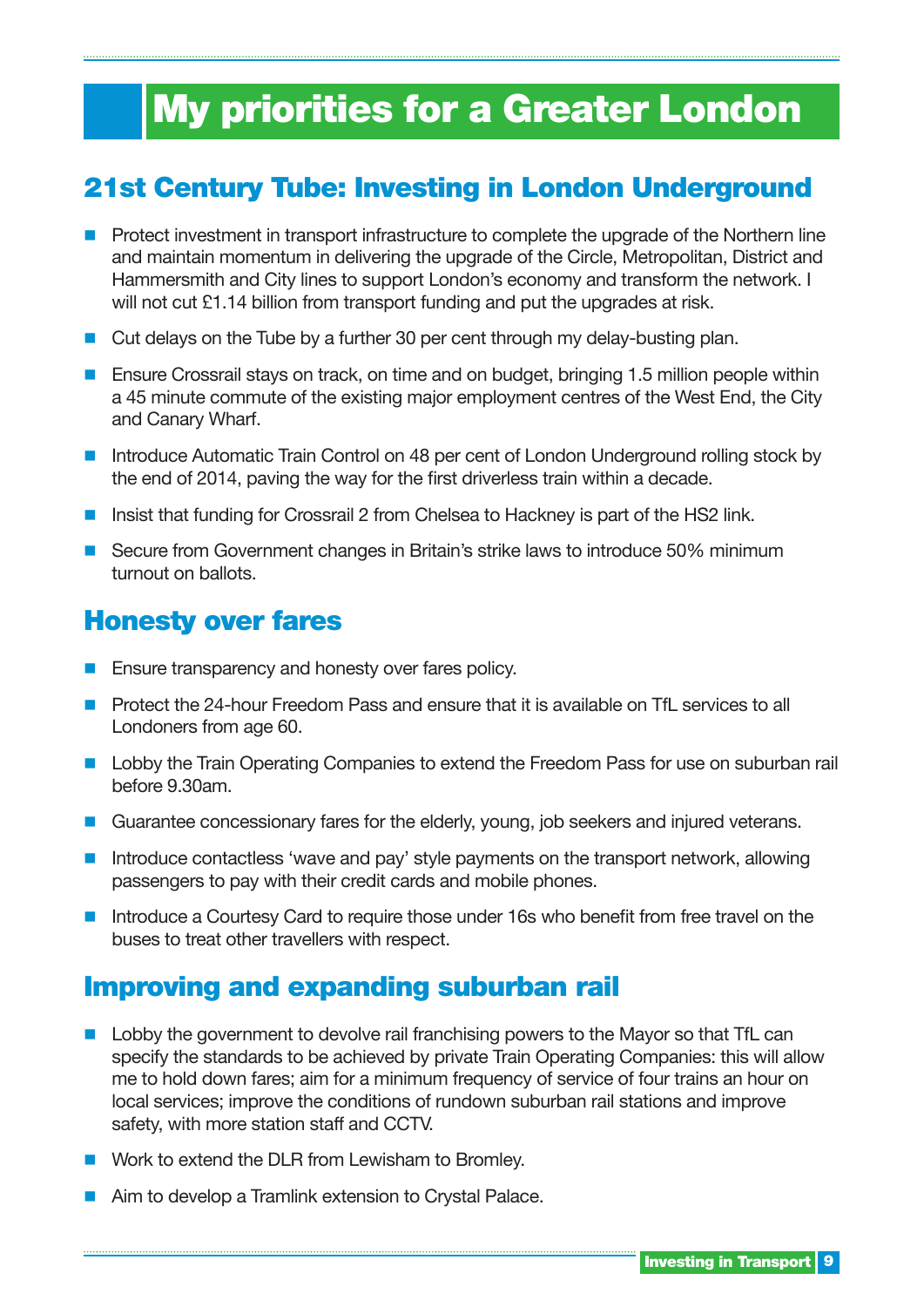# My priorities for a Greater London

## 21st Century Tube: Investing in London Underground

- Protect investment in transport infrastructure to complete the upgrade of the Northern line and maintain momentum in delivering the upgrade of the Circle, Metropolitan, District and Hammersmith and City lines to support London's economy and transform the network. I will not cut £1.14 billion from transport funding and put the upgrades at risk.
- Cut delays on the Tube by a further 30 per cent through my delay-busting plan.
- Ensure Crossrail stays on track, on time and on budget, bringing 1.5 million people within a 45 minute commute of the existing major employment centres of the West End, the City and Canary Wharf.
- Introduce Automatic Train Control on 48 per cent of London Underground rolling stock by the end of 2014, paving the way for the first driverless train within a decade.
- Insist that funding for Crossrail 2 from Chelsea to Hackney is part of the HS2 link.
- Secure from Government changes in Britain's strike laws to introduce 50% minimum turnout on ballots.

## Honesty over fares

- Ensure transparency and honesty over fares policy.
- Protect the 24-hour Freedom Pass and ensure that it is available on TfL services to all Londoners from age 60.
- Lobby the Train Operating Companies to extend the Freedom Pass for use on suburban rail before 9.30am.
- Guarantee concessionary fares for the elderly, young, job seekers and injured veterans.
- Introduce contactless 'wave and pay' style payments on the transport network, allowing passengers to pay with their credit cards and mobile phones.
- Introduce a Courtesy Card to require those under 16s who benefit from free travel on the buses to treat other travellers with respect.

## Improving and expanding suburban rail

- Lobby the government to devolve rail franchising powers to the Mayor so that TfL can specify the standards to be achieved by private Train Operating Companies: this will allow me to hold down fares; aim for a minimum frequency of service of four trains an hour on local services; improve the conditions of rundown suburban rail stations and improve safety, with more station staff and CCTV.
- Work to extend the DLR from Lewisham to Bromley.
- Aim to develop a Tramlink extension to Crystal Palace.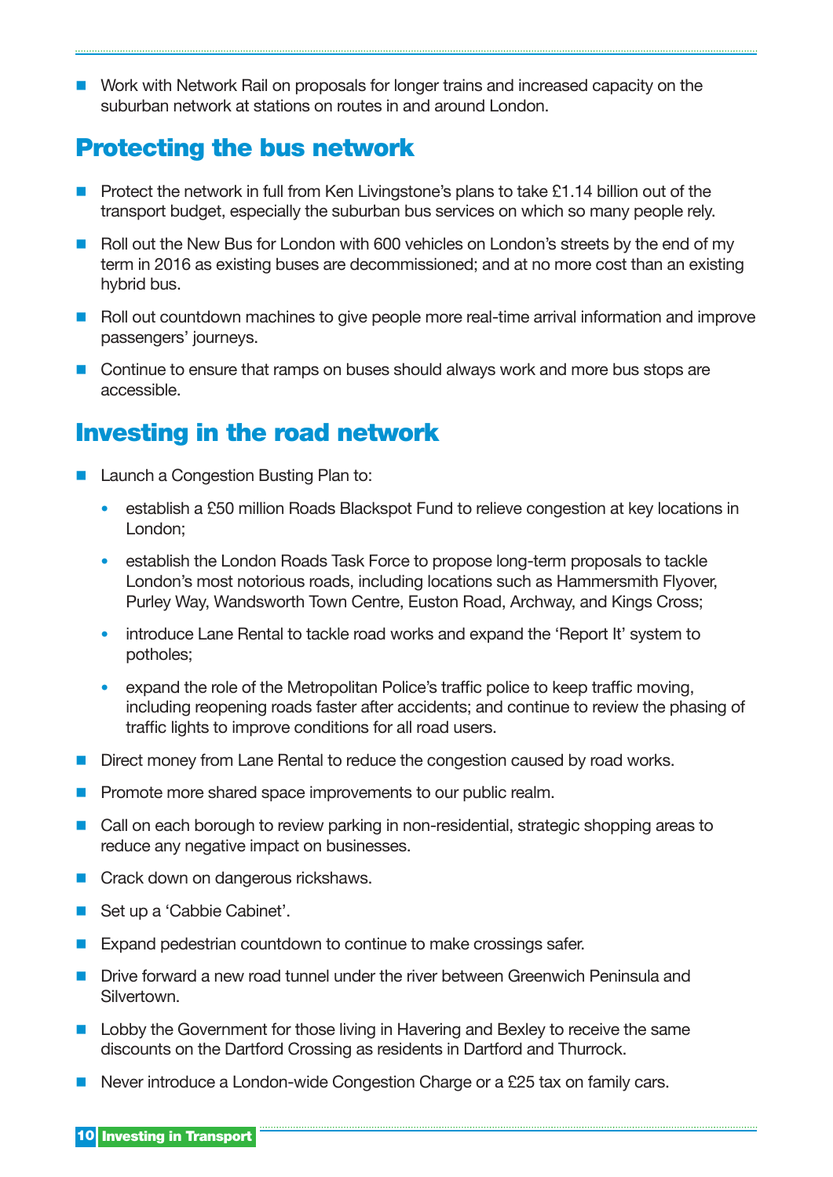- Work with Network Rail on proposals for longer trains and increased capacity on the suburban network at stations on routes in and around London.

## Protecting the bus network

- Protect the network in full from Ken Livingstone's plans to take £1.14 billion out of the transport budget, especially the suburban bus services on which so many people rely.
- Roll out the New Bus for London with 600 vehicles on London's streets by the end of my term in 2016 as existing buses are decommissioned; and at no more cost than an existing hybrid bus.
- Roll out countdown machines to give people more real-time arrival information and improve passengers' journeys.
- Continue to ensure that ramps on buses should always work and more bus stops are accessible.

## Investing in the road network

- Launch a Congestion Busting Plan to:
  - establish a £50 million Roads Blackspot Fund to relieve congestion at key locations in London;
  - establish the London Roads Task Force to propose long-term proposals to tackle London's most notorious roads, including locations such as Hammersmith Flyover, Purley Way, Wandsworth Town Centre, Euston Road, Archway, and Kings Cross;
  - introduce Lane Rental to tackle road works and expand the 'Report It' system to potholes;
  - expand the role of the Metropolitan Police's traffic police to keep traffic moving, including reopening roads faster after accidents; and continue to review the phasing of traffic lights to improve conditions for all road users.
- Direct money from Lane Rental to reduce the congestion caused by road works.
- Promote more shared space improvements to our public realm.
- Call on each borough to review parking in non-residential, strategic shopping areas to reduce any negative impact on businesses.
- Crack down on dangerous rickshaws.
- Set up a 'Cabbie Cabinet'.
- Expand pedestrian countdown to continue to make crossings safer.
- Drive forward a new road tunnel under the river between Greenwich Peninsula and Silvertown.
- Lobby the Government for those living in Havering and Bexley to receive the same discounts on the Dartford Crossing as residents in Dartford and Thurrock.
- Never introduce a London-wide Congestion Charge or a £25 tax on family cars.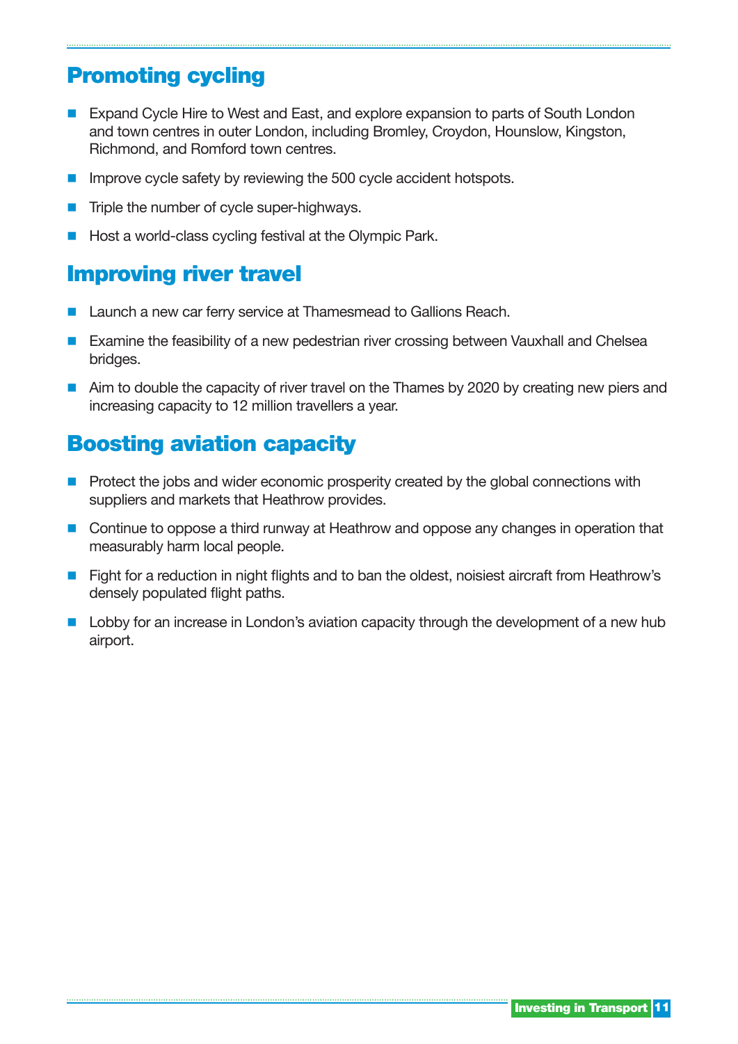## Promoting cycling

- Expand Cycle Hire to West and East, and explore expansion to parts of South London and town centres in outer London, including Bromley, Croydon, Hounslow, Kingston, Richmond, and Romford town centres.
- Improve cycle safety by reviewing the 500 cycle accident hotspots.
- Triple the number of cycle super-highways.
- Host a world-class cycling festival at the Olympic Park.

## Improving river travel

- Launch a new car ferry service at Thamesmead to Gallions Reach.
- Examine the feasibility of a new pedestrian river crossing between Vauxhall and Chelsea bridges.
- Aim to double the capacity of river travel on the Thames by 2020 by creating new piers and increasing capacity to 12 million travellers a year.

## Boosting aviation capacity

- Protect the jobs and wider economic prosperity created by the global connections with suppliers and markets that Heathrow provides.
- Continue to oppose a third runway at Heathrow and oppose any changes in operation that measurably harm local people.
- Fight for a reduction in night flights and to ban the oldest, noisiest aircraft from Heathrow's densely populated flight paths.
- Lobby for an increase in London's aviation capacity through the development of a new hub airport.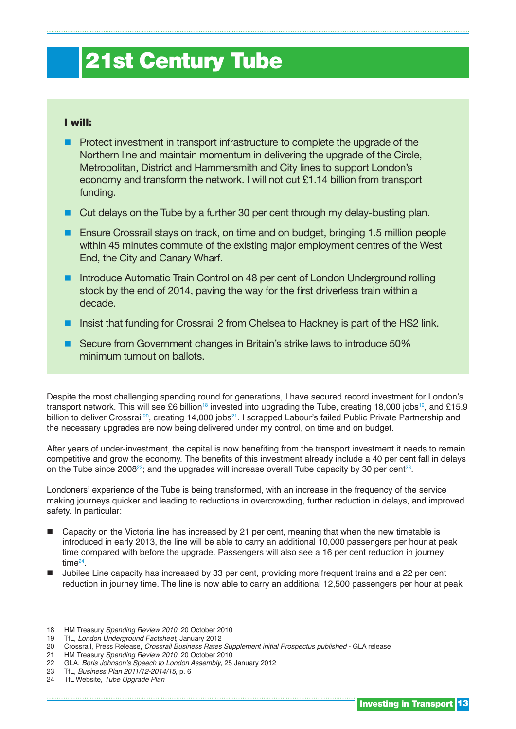# 21st Century Tube

**I will:**

- Protect investment in transport infrastructure to complete the upgrade of the Northern line and maintain momentum in delivering the upgrade of the Circle, Metropolitan, District and Hammersmith and City lines to support London's economy and transform the network. I will not cut £1.14 billion from transport funding.
- Cut delays on the Tube by a further 30 per cent through my delay-busting plan.
- Ensure Crossrail stays on track, on time and on budget, bringing 1.5 million people within 45 minutes commute of the existing major employment centres of the West End, the City and Canary Wharf.
- Introduce Automatic Train Control on 48 per cent of London Underground rolling stock by the end of 2014, paving the way for the first driverless train within a decade.
- Insist that funding for Crossrail 2 from Chelsea to Hackney is part of the HS2 link.
- Secure from Government changes in Britain's strike laws to introduce 50% minimum turnout on ballots.

Despite the most challenging spending round for generations, I have secured record investment for London's transport network. This will see £6 billion[18] invested into upgrading the Tube, creating 18,000 jobs[19], and £15.9 billion to deliver Crossrail[20], creating 14,000 jobs[21]. I scrapped Labour's failed Public Private Partnership and the necessary upgrades are now being delivered under my control, on time and on budget.

After years of under-investment, the capital is now benefiting from the transport investment it needs to remain competitive and grow the economy. The benefits of this investment already include a 40 per cent fall in delays on the Tube since 2008[22]; and the upgrades will increase overall Tube capacity by 30 per cent[23].

Londoners' experience of the Tube is being transformed, with an increase in the frequency of the service making journeys quicker and leading to reductions in overcrowding, further reduction in delays, and improved safety. In particular:

- Capacity on the Victoria line has increased by 21 per cent, meaning that when the new timetable is introduced in early 2013, the line will be able to carry an additional 10,000 passengers per hour at peak time compared with before the upgrade. Passengers will also see a 16 per cent reduction in journey time[24].
- Jubilee Line capacity has increased by 33 per cent, providing more frequent trains and a 22 per cent reduction in journey time. The line is now able to carry an additional 12,500 passengers per hour at peak

18 HM Treasury *Spending Review 2010*, 20 October 2010
19 TfL, *London Underground Factsheet*, January 2012
20 Crossrail, Press Release, *Crossrail Business Rates Supplement initial Prospectus published* - GLA release
21 HM Treasury *Spending Review 2010*, 20 October 2010
22 GLA, *Boris Johnson's Speech to London Assembly*, 25 January 2012
23 TfL, *Business Plan 2011/12-2014/15*, p. 6
24 TfL Website, *Tube Upgrade Plan*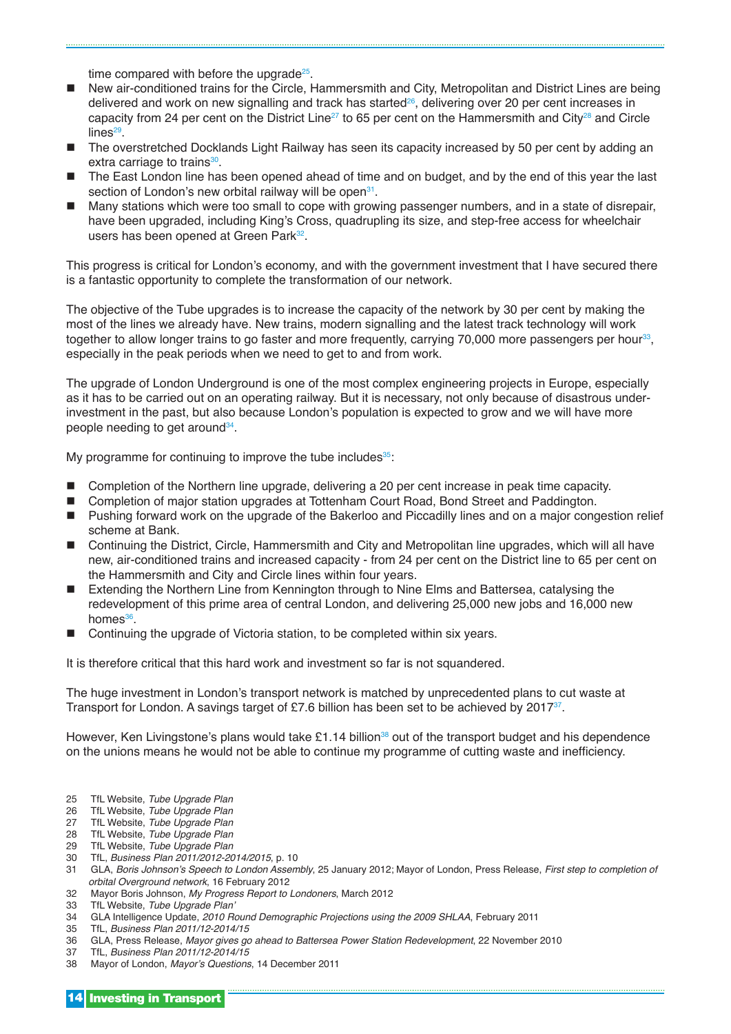time compared with before the upgrade[25].

- New air-conditioned trains for the Circle, Hammersmith and City, Metropolitan and District Lines are being delivered and work on new signalling and track has started[26], delivering over 20 per cent increases in capacity from 24 per cent on the District Line[27] to 65 per cent on the Hammersmith and City[28] and Circle lines[29].
- The overstretched Docklands Light Railway has seen its capacity increased by 50 per cent by adding an extra carriage to trains[30].
- The East London line has been opened ahead of time and on budget, and by the end of this year the last section of London's new orbital railway will be open[31].
- Many stations which were too small to cope with growing passenger numbers, and in a state of disrepair, have been upgraded, including King's Cross, quadrupling its size, and step-free access for wheelchair users has been opened at Green Park[32].

This progress is critical for London's economy, and with the government investment that I have secured there is a fantastic opportunity to complete the transformation of our network.

The objective of the Tube upgrades is to increase the capacity of the network by 30 per cent by making the most of the lines we already have. New trains, modern signalling and the latest track technology will work together to allow longer trains to go faster and more frequently, carrying 70,000 more passengers per hour[33], especially in the peak periods when we need to get to and from work.

The upgrade of London Underground is one of the most complex engineering projects in Europe, especially as it has to be carried out on an operating railway. But it is necessary, not only because of disastrous under-investment in the past, but also because London's population is expected to grow and we will have more people needing to get around[34].

My programme for continuing to improve the tube includes[35]:

- Completion of the Northern line upgrade, delivering a 20 per cent increase in peak time capacity.
- Completion of major station upgrades at Tottenham Court Road, Bond Street and Paddington.
- Pushing forward work on the upgrade of the Bakerloo and Piccadilly lines and on a major congestion relief scheme at Bank.
- Continuing the District, Circle, Hammersmith and City and Metropolitan line upgrades, which will all have new, air-conditioned trains and increased capacity - from 24 per cent on the District line to 65 per cent on the Hammersmith and City and Circle lines within four years.
- Extending the Northern Line from Kennington through to Nine Elms and Battersea, catalysing the redevelopment of this prime area of central London, and delivering 25,000 new jobs and 16,000 new homes[36].
- Continuing the upgrade of Victoria station, to be completed within six years.

It is therefore critical that this hard work and investment so far is not squandered.

The huge investment in London's transport network is matched by unprecedented plans to cut waste at Transport for London. A savings target of £7.6 billion has been set to be achieved by 2017[37].

However, Ken Livingstone's plans would take £1.14 billion[38] out of the transport budget and his dependence on the unions means he would not be able to continue my programme of cutting waste and inefficiency.

25 TfL Website, *Tube Upgrade Plan*
26 TfL Website, *Tube Upgrade Plan*
27 TfL Website, *Tube Upgrade Plan*
28 TfL Website, *Tube Upgrade Plan*
29 TfL Website, *Tube Upgrade Plan*
30 TfL, *Business Plan 2011/2012-2014/2015*, p. 10
31 GLA, *Boris Johnson's Speech to London Assembly*, 25 January 2012; Mayor of London, Press Release, *First step to completion of orbital Overground network*, 16 February 2012
32 Mayor Boris Johnson, *My Progress Report to Londoners*, March 2012
33 TfL Website, *Tube Upgrade Plan'*
34 GLA Intelligence Update, *2010 Round Demographic Projections using the 2009 SHLAA*, February 2011
35 TfL, *Business Plan 2011/12-2014/15*
36 GLA, Press Release, *Mayor gives go ahead to Battersea Power Station Redevelopment*, 22 November 2010
37 TfL, *Business Plan 2011/12-2014/15*
38 Mayor of London, *Mayor's Questions*, 14 December 2011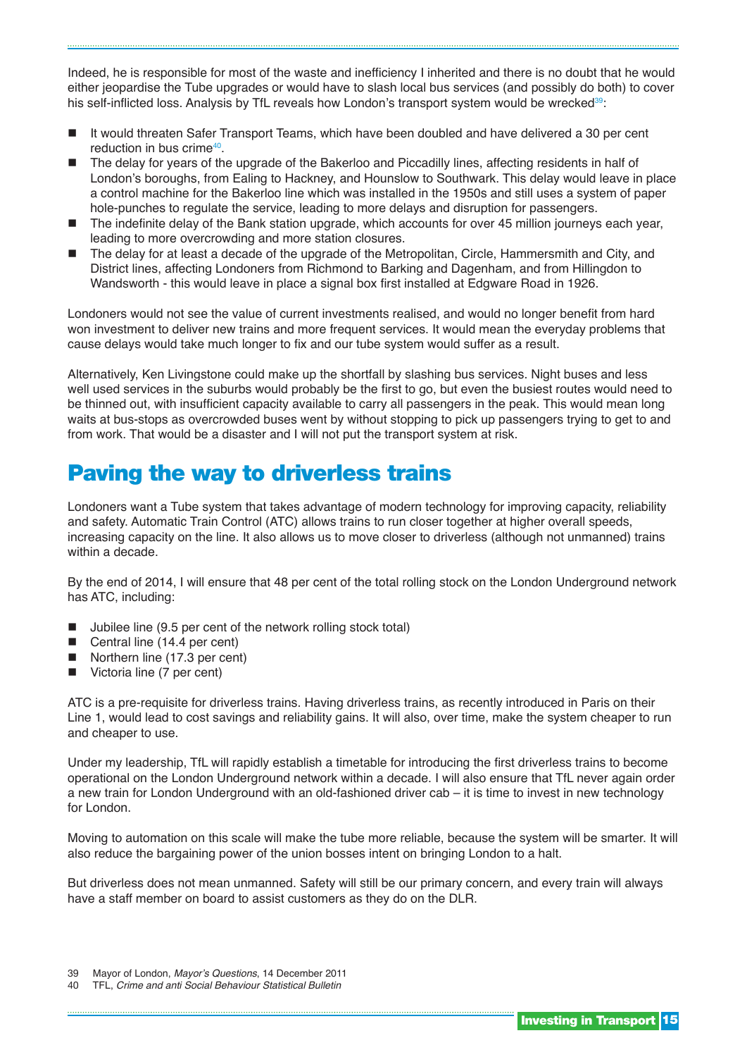Indeed, he is responsible for most of the waste and inefficiency I inherited and there is no doubt that he would either jeopardise the Tube upgrades or would have to slash local bus services (and possibly do both) to cover his self-inflicted loss. Analysis by TfL reveals how London's transport system would be wrecked[39]:

- It would threaten Safer Transport Teams, which have been doubled and have delivered a 30 per cent reduction in bus crime[40].
- The delay for years of the upgrade of the Bakerloo and Piccadilly lines, affecting residents in half of London's boroughs, from Ealing to Hackney, and Hounslow to Southwark. This delay would leave in place a control machine for the Bakerloo line which was installed in the 1950s and still uses a system of paper hole-punches to regulate the service, leading to more delays and disruption for passengers.
- The indefinite delay of the Bank station upgrade, which accounts for over 45 million journeys each year, leading to more overcrowding and more station closures.
- The delay for at least a decade of the upgrade of the Metropolitan, Circle, Hammersmith and City, and District lines, affecting Londoners from Richmond to Barking and Dagenham, and from Hillingdon to Wandsworth - this would leave in place a signal box first installed at Edgware Road in 1926.

Londoners would not see the value of current investments realised, and would no longer benefit from hard won investment to deliver new trains and more frequent services. It would mean the everyday problems that cause delays would take much longer to fix and our tube system would suffer as a result.

Alternatively, Ken Livingstone could make up the shortfall by slashing bus services. Night buses and less well used services in the suburbs would probably be the first to go, but even the busiest routes would need to be thinned out, with insufficient capacity available to carry all passengers in the peak. This would mean long waits at bus-stops as overcrowded buses went by without stopping to pick up passengers trying to get to and from work. That would be a disaster and I will not put the transport system at risk.

# Paving the way to driverless trains

Londoners want a Tube system that takes advantage of modern technology for improving capacity, reliability and safety. Automatic Train Control (ATC) allows trains to run closer together at higher overall speeds, increasing capacity on the line. It also allows us to move closer to driverless (although not unmanned) trains within a decade.

By the end of 2014, I will ensure that 48 per cent of the total rolling stock on the London Underground network has ATC, including:

- Jubilee line (9.5 per cent of the network rolling stock total)
- Central line (14.4 per cent)
- Northern line (17.3 per cent)
- Victoria line (7 per cent)

ATC is a pre-requisite for driverless trains. Having driverless trains, as recently introduced in Paris on their Line 1, would lead to cost savings and reliability gains. It will also, over time, make the system cheaper to run and cheaper to use.

Under my leadership, TfL will rapidly establish a timetable for introducing the first driverless trains to become operational on the London Underground network within a decade. I will also ensure that TfL never again order a new train for London Underground with an old-fashioned driver cab – it is time to invest in new technology for London.

Moving to automation on this scale will make the tube more reliable, because the system will be smarter. It will also reduce the bargaining power of the union bosses intent on bringing London to a halt.

But driverless does not mean unmanned. Safety will still be our primary concern, and every train will always have a staff member on board to assist customers as they do on the DLR.

39 Mayor of London, *Mayor's Questions*, 14 December 2011
40 TFL, *Crime and anti Social Behaviour Statistical Bulletin*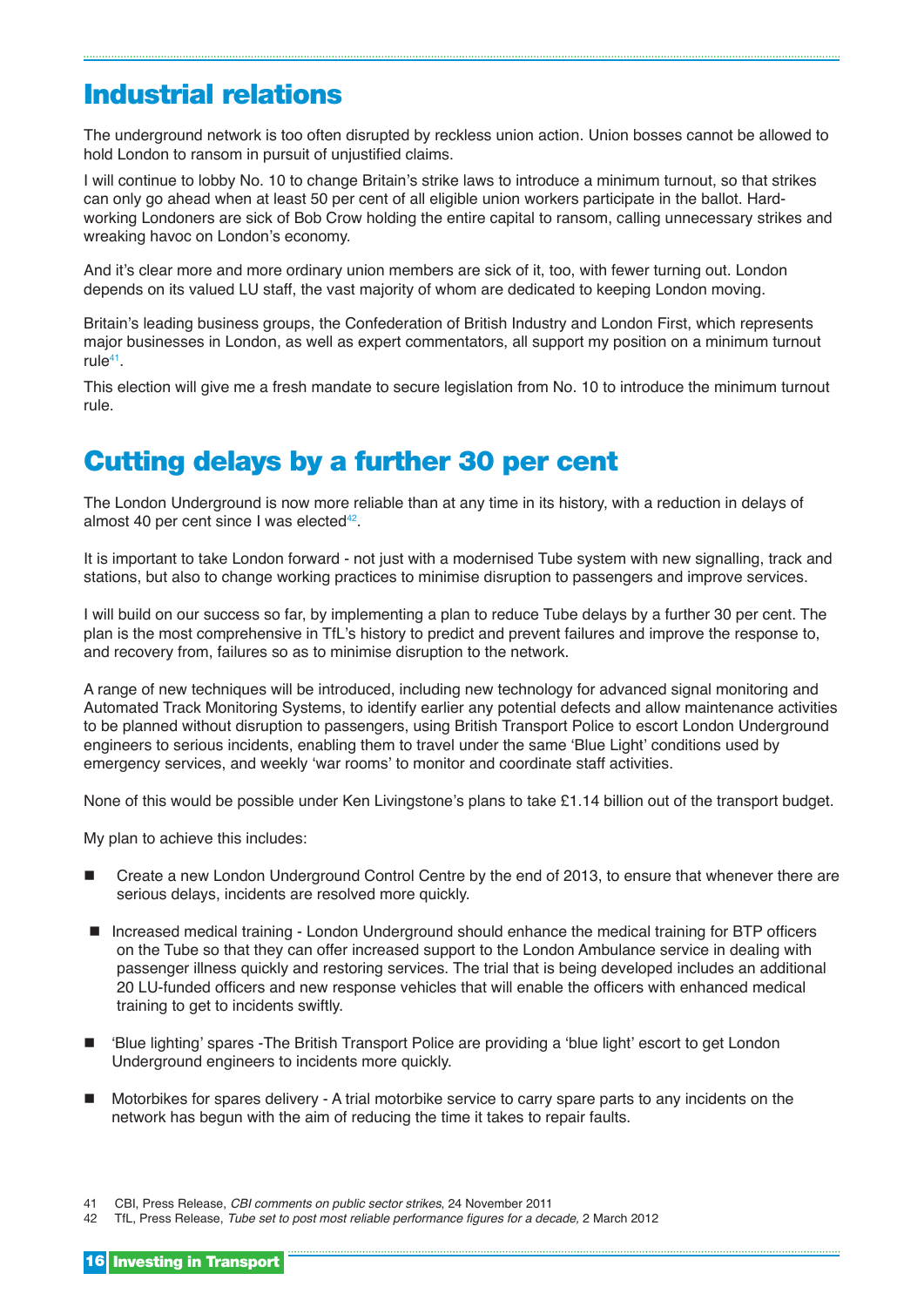## Industrial relations

The underground network is too often disrupted by reckless union action. Union bosses cannot be allowed to hold London to ransom in pursuit of unjustified claims.

I will continue to lobby No. 10 to change Britain's strike laws to introduce a minimum turnout, so that strikes can only go ahead when at least 50 per cent of all eligible union workers participate in the ballot. Hard-working Londoners are sick of Bob Crow holding the entire capital to ransom, calling unnecessary strikes and wreaking havoc on London's economy.

And it's clear more and more ordinary union members are sick of it, too, with fewer turning out. London depends on its valued LU staff, the vast majority of whom are dedicated to keeping London moving.

Britain's leading business groups, the Confederation of British Industry and London First, which represents major businesses in London, as well as expert commentators, all support my position on a minimum turnout rule[41].

This election will give me a fresh mandate to secure legislation from No. 10 to introduce the minimum turnout rule.

## Cutting delays by a further 30 per cent

The London Underground is now more reliable than at any time in its history, with a reduction in delays of almost 40 per cent since I was elected[42].

It is important to take London forward - not just with a modernised Tube system with new signalling, track and stations, but also to change working practices to minimise disruption to passengers and improve services.

I will build on our success so far, by implementing a plan to reduce Tube delays by a further 30 per cent. The plan is the most comprehensive in TfL's history to predict and prevent failures and improve the response to, and recovery from, failures so as to minimise disruption to the network.

A range of new techniques will be introduced, including new technology for advanced signal monitoring and Automated Track Monitoring Systems, to identify earlier any potential defects and allow maintenance activities to be planned without disruption to passengers, using British Transport Police to escort London Underground engineers to serious incidents, enabling them to travel under the same 'Blue Light' conditions used by emergency services, and weekly 'war rooms' to monitor and coordinate staff activities.

None of this would be possible under Ken Livingstone's plans to take £1.14 billion out of the transport budget.

My plan to achieve this includes:

- Create a new London Underground Control Centre by the end of 2013, to ensure that whenever there are serious delays, incidents are resolved more quickly.
- Increased medical training - London Underground should enhance the medical training for BTP officers on the Tube so that they can offer increased support to the London Ambulance service in dealing with passenger illness quickly and restoring services. The trial that is being developed includes an additional 20 LU-funded officers and new response vehicles that will enable the officers with enhanced medical training to get to incidents swiftly.
- 'Blue lighting' spares -The British Transport Police are providing a 'blue light' escort to get London Underground engineers to incidents more quickly.
- Motorbikes for spares delivery - A trial motorbike service to carry spare parts to any incidents on the network has begun with the aim of reducing the time it takes to repair faults.

41 CBI, Press Release, *CBI comments on public sector strikes*, 24 November 2011
42 TfL, Press Release, *Tube set to post most reliable performance figures for a decade,* 2 March 2012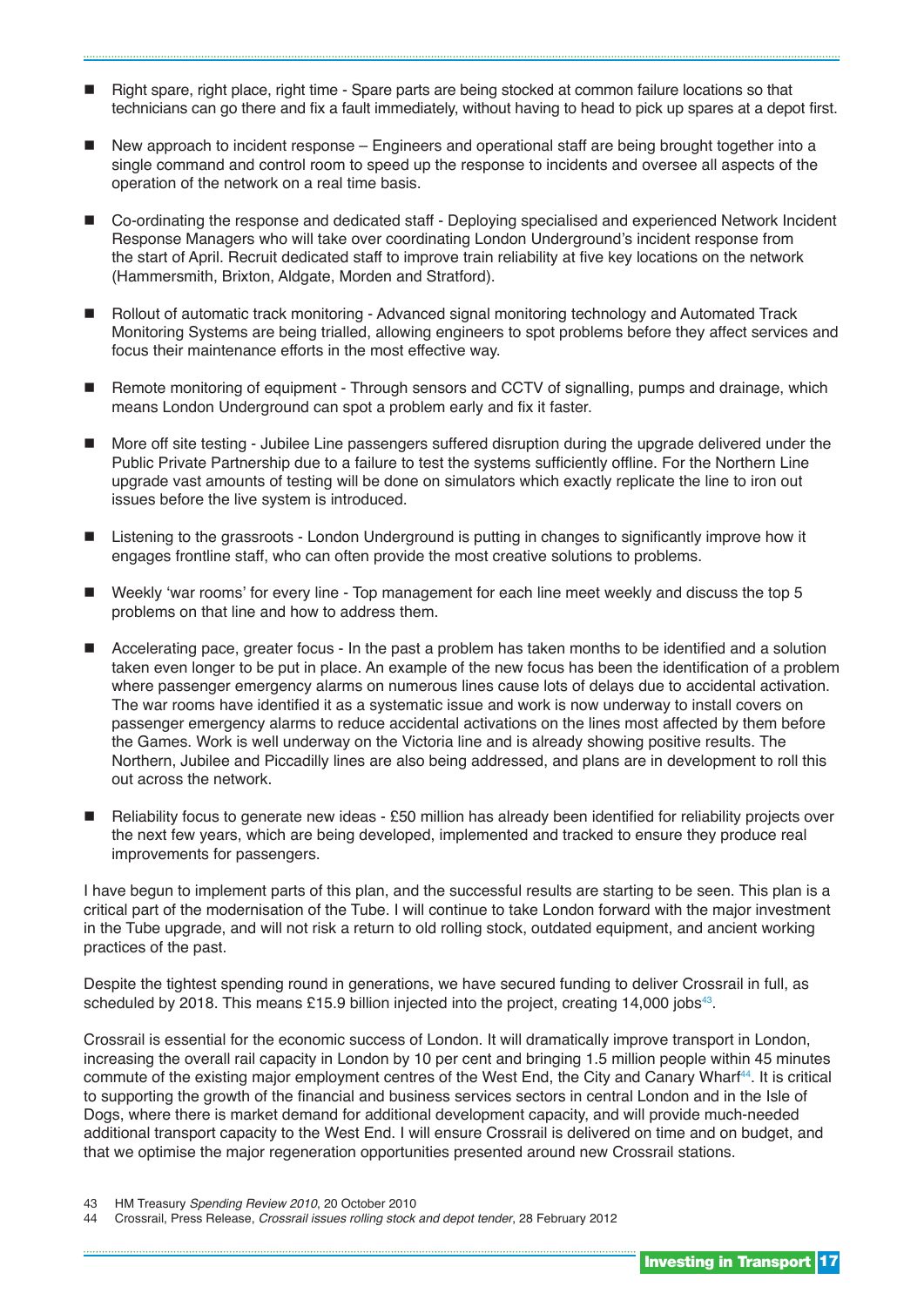- Right spare, right place, right time - Spare parts are being stocked at common failure locations so that technicians can go there and fix a fault immediately, without having to head to pick up spares at a depot first.
- New approach to incident response – Engineers and operational staff are being brought together into a single command and control room to speed up the response to incidents and oversee all aspects of the operation of the network on a real time basis.
- Co-ordinating the response and dedicated staff - Deploying specialised and experienced Network Incident Response Managers who will take over coordinating London Underground's incident response from the start of April. Recruit dedicated staff to improve train reliability at five key locations on the network (Hammersmith, Brixton, Aldgate, Morden and Stratford).
- Rollout of automatic track monitoring - Advanced signal monitoring technology and Automated Track Monitoring Systems are being trialled, allowing engineers to spot problems before they affect services and focus their maintenance efforts in the most effective way.
- Remote monitoring of equipment - Through sensors and CCTV of signalling, pumps and drainage, which means London Underground can spot a problem early and fix it faster.
- More off site testing - Jubilee Line passengers suffered disruption during the upgrade delivered under the Public Private Partnership due to a failure to test the systems sufficiently offline. For the Northern Line upgrade vast amounts of testing will be done on simulators which exactly replicate the line to iron out issues before the live system is introduced.
- Listening to the grassroots - London Underground is putting in changes to significantly improve how it engages frontline staff, who can often provide the most creative solutions to problems.
- Weekly 'war rooms' for every line - Top management for each line meet weekly and discuss the top 5 problems on that line and how to address them.
- Accelerating pace, greater focus - In the past a problem has taken months to be identified and a solution taken even longer to be put in place. An example of the new focus has been the identification of a problem where passenger emergency alarms on numerous lines cause lots of delays due to accidental activation. The war rooms have identified it as a systematic issue and work is now underway to install covers on passenger emergency alarms to reduce accidental activations on the lines most affected by them before the Games. Work is well underway on the Victoria line and is already showing positive results. The Northern, Jubilee and Piccadilly lines are also being addressed, and plans are in development to roll this out across the network.
- Reliability focus to generate new ideas - £50 million has already been identified for reliability projects over the next few years, which are being developed, implemented and tracked to ensure they produce real improvements for passengers.

I have begun to implement parts of this plan, and the successful results are starting to be seen. This plan is a critical part of the modernisation of the Tube. I will continue to take London forward with the major investment in the Tube upgrade, and will not risk a return to old rolling stock, outdated equipment, and ancient working practices of the past.

Despite the tightest spending round in generations, we have secured funding to deliver Crossrail in full, as scheduled by 2018. This means £15.9 billion injected into the project, creating 14,000 jobs[43].

Crossrail is essential for the economic success of London. It will dramatically improve transport in London, increasing the overall rail capacity in London by 10 per cent and bringing 1.5 million people within 45 minutes commute of the existing major employment centres of the West End, the City and Canary Wharf[44]. It is critical to supporting the growth of the financial and business services sectors in central London and in the Isle of Dogs, where there is market demand for additional development capacity, and will provide much-needed additional transport capacity to the West End. I will ensure Crossrail is delivered on time and on budget, and that we optimise the major regeneration opportunities presented around new Crossrail stations.

43 HM Treasury *Spending Review 2010*, 20 October 2010

44 Crossrail, Press Release, *Crossrail issues rolling stock and depot tender*, 28 February 2012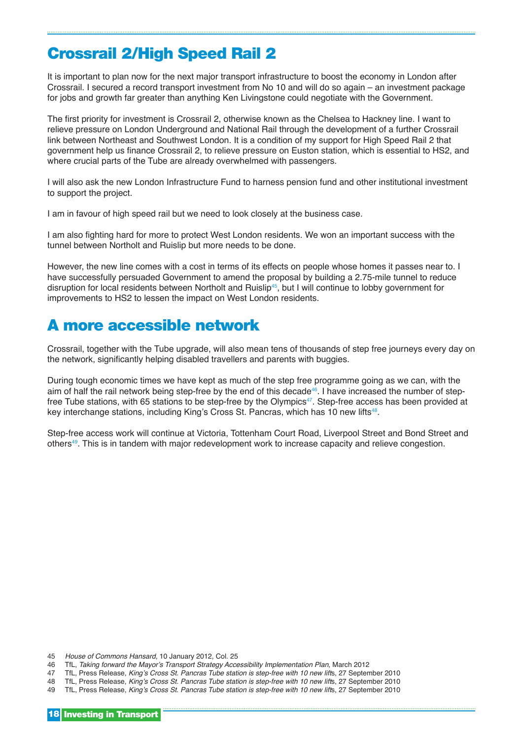## Crossrail 2/High Speed Rail 2

It is important to plan now for the next major transport infrastructure to boost the economy in London after Crossrail. I secured a record transport investment from No 10 and will do so again – an investment package for jobs and growth far greater than anything Ken Livingstone could negotiate with the Government.

The first priority for investment is Crossrail 2, otherwise known as the Chelsea to Hackney line. I want to relieve pressure on London Underground and National Rail through the development of a further Crossrail link between Northeast and Southwest London. It is a condition of my support for High Speed Rail 2 that government help us finance Crossrail 2, to relieve pressure on Euston station, which is essential to HS2, and where crucial parts of the Tube are already overwhelmed with passengers.

I will also ask the new London Infrastructure Fund to harness pension fund and other institutional investment to support the project.

I am in favour of high speed rail but we need to look closely at the business case.

I am also fighting hard for more to protect West London residents. We won an important success with the tunnel between Northolt and Ruislip but more needs to be done.

However, the new line comes with a cost in terms of its effects on people whose homes it passes near to. I have successfully persuaded Government to amend the proposal by building a 2.75-mile tunnel to reduce disruption for local residents between Northolt and Ruislip[45], but I will continue to lobby government for improvements to HS2 to lessen the impact on West London residents.

## A more accessible network

Crossrail, together with the Tube upgrade, will also mean tens of thousands of step free journeys every day on the network, significantly helping disabled travellers and parents with buggies.

During tough economic times we have kept as much of the step free programme going as we can, with the aim of half the rail network being step-free by the end of this decade[46]. I have increased the number of step-free Tube stations, with 65 stations to be step-free by the Olympics[47]. Step-free access has been provided at key interchange stations, including King's Cross St. Pancras, which has 10 new lifts[48].

Step-free access work will continue at Victoria, Tottenham Court Road, Liverpool Street and Bond Street and others[49]. This is in tandem with major redevelopment work to increase capacity and relieve congestion.

---

45 *House of Commons Hansard*, 10 January 2012, Col. 25

46 TfL, *Taking forward the Mayor's Transport Strategy Accessibility Implementation Plan,* March 2012

47 TfL, Press Release, *King's Cross St. Pancras Tube station is step-free with 10 new lift*s, 27 September 2010

48 TfL, Press Release, *King's Cross St. Pancras Tube station is step-free with 10 new lift*s, 27 September 2010

49 TfL, Press Release, *King's Cross St. Pancras Tube station is step-free with 10 new lift*s, 27 September 2010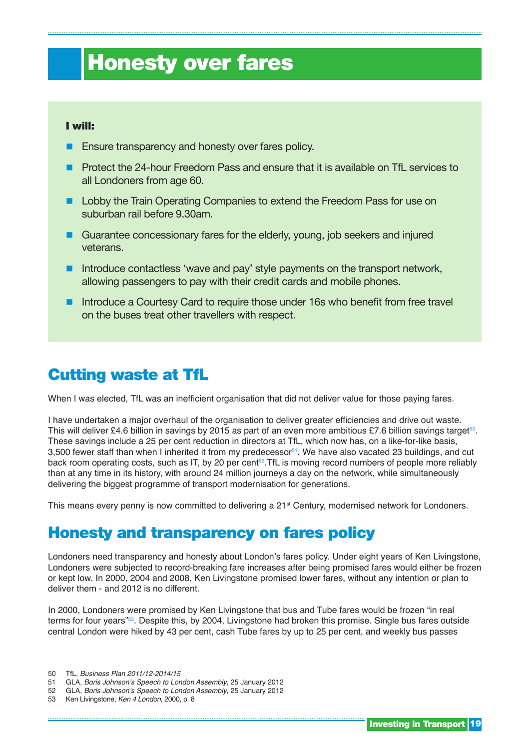# Honesty over fares

**I will:**

- Ensure transparency and honesty over fares policy.
- Protect the 24-hour Freedom Pass and ensure that it is available on TfL services to all Londoners from age 60.
- Lobby the Train Operating Companies to extend the Freedom Pass for use on suburban rail before 9.30am.
- Guarantee concessionary fares for the elderly, young, job seekers and injured veterans.
- Introduce contactless 'wave and pay' style payments on the transport network, allowing passengers to pay with their credit cards and mobile phones.
- Introduce a Courtesy Card to require those under 16s who benefit from free travel on the buses treat other travellers with respect.

## Cutting waste at TfL

When I was elected, TfL was an inefficient organisation that did not deliver value for those paying fares.

I have undertaken a major overhaul of the organisation to deliver greater efficiencies and drive out waste. This will deliver £4.6 billion in savings by 2015 as part of an even more ambitious £7.6 billion savings target[50]. These savings include a 25 per cent reduction in directors at TfL, which now has, on a like-for-like basis, 3,500 fewer staff than when I inherited it from my predecessor[51]. We have also vacated 23 buildings, and cut back room operating costs, such as IT, by 20 per cent[52].TfL is moving record numbers of people more reliably than at any time in its history, with around 24 million journeys a day on the network, while simultaneously delivering the biggest programme of transport modernisation for generations.

This means every penny is now committed to delivering a 21st Century, modernised network for Londoners.

## Honesty and transparency on fares policy

Londoners need transparency and honesty about London's fares policy. Under eight years of Ken Livingstone, Londoners were subjected to record-breaking fare increases after being promised fares would either be frozen or kept low. In 2000, 2004 and 2008, Ken Livingstone promised lower fares, without any intention or plan to deliver them - and 2012 is no different.

In 2000, Londoners were promised by Ken Livingstone that bus and Tube fares would be frozen "in real terms for four years"[53]. Despite this, by 2004, Livingstone had broken this promise. Single bus fares outside central London were hiked by 43 per cent, cash Tube fares by up to 25 per cent, and weekly bus passes

50 TfL, *Business Plan 2011/12-2014/15*
51 GLA, *Boris Johnson's Speech to London Assembly*, 25 January 2012
52 GLA, *Boris Johnson's Speech to London Assembly*, 25 January 2012
53 Ken Livingstone, *Ken 4 London*, 2000, p. 8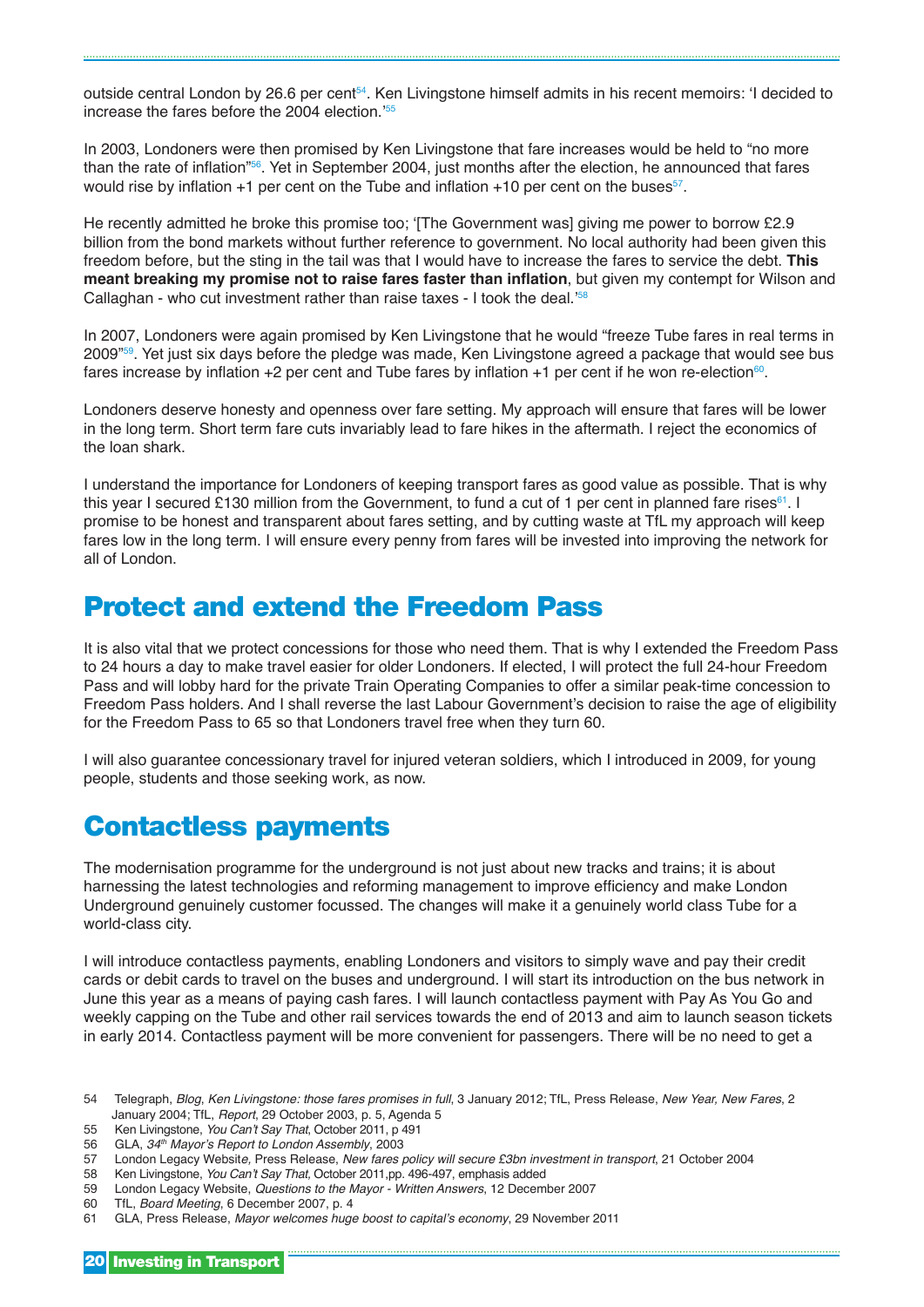outside central London by 26.6 per cent[54]. Ken Livingstone himself admits in his recent memoirs: 'I decided to increase the fares before the 2004 election.'[55]

In 2003, Londoners were then promised by Ken Livingstone that fare increases would be held to "no more than the rate of inflation"[56]. Yet in September 2004, just months after the election, he announced that fares would rise by inflation +1 per cent on the Tube and inflation +10 per cent on the buses[57].

He recently admitted he broke this promise too; '[The Government was] giving me power to borrow £2.9 billion from the bond markets without further reference to government. No local authority had been given this freedom before, but the sting in the tail was that I would have to increase the fares to service the debt. **This meant breaking my promise not to raise fares faster than inflation**, but given my contempt for Wilson and Callaghan - who cut investment rather than raise taxes - I took the deal.'[58]

In 2007, Londoners were again promised by Ken Livingstone that he would "freeze Tube fares in real terms in 2009"[59]. Yet just six days before the pledge was made, Ken Livingstone agreed a package that would see bus fares increase by inflation +2 per cent and Tube fares by inflation +1 per cent if he won re-election[60].

Londoners deserve honesty and openness over fare setting. My approach will ensure that fares will be lower in the long term. Short term fare cuts invariably lead to fare hikes in the aftermath. I reject the economics of the loan shark.

I understand the importance for Londoners of keeping transport fares as good value as possible. That is why this year I secured £130 million from the Government, to fund a cut of 1 per cent in planned fare rises[61]. I promise to be honest and transparent about fares setting, and by cutting waste at TfL my approach will keep fares low in the long term. I will ensure every penny from fares will be invested into improving the network for all of London.

## Protect and extend the Freedom Pass

It is also vital that we protect concessions for those who need them. That is why I extended the Freedom Pass to 24 hours a day to make travel easier for older Londoners. If elected, I will protect the full 24-hour Freedom Pass and will lobby hard for the private Train Operating Companies to offer a similar peak-time concession to Freedom Pass holders. And I shall reverse the last Labour Government's decision to raise the age of eligibility for the Freedom Pass to 65 so that Londoners travel free when they turn 60.

I will also guarantee concessionary travel for injured veteran soldiers, which I introduced in 2009, for young people, students and those seeking work, as now.

## Contactless payments

The modernisation programme for the underground is not just about new tracks and trains; it is about harnessing the latest technologies and reforming management to improve efficiency and make London Underground genuinely customer focussed. The changes will make it a genuinely world class Tube for a world-class city.

I will introduce contactless payments, enabling Londoners and visitors to simply wave and pay their credit cards or debit cards to travel on the buses and underground. I will start its introduction on the bus network in June this year as a means of paying cash fares. I will launch contactless payment with Pay As You Go and weekly capping on the Tube and other rail services towards the end of 2013 and aim to launch season tickets in early 2014. Contactless payment will be more convenient for passengers. There will be no need to get a

54 Telegraph, *Blog*, *Ken Livingstone: those fares promises in full*, 3 January 2012; TfL, Press Release, *New Year, New Fares*, 2 January 2004; TfL, *Report*, 29 October 2003, p. 5, Agenda 5
55 Ken Livingstone, *You Can't Say That*, October 2011, p 491
56 GLA, *34th Mayor's Report to London Assembly*, 2003
57 London Legacy Website, Press Release, *New fares policy will secure £3bn investment in transport*, 21 October 2004
58 Ken Livingstone, *You Can't Say That,* October 2011,pp. 496-497, emphasis added
59 London Legacy Website, *Questions to the Mayor - Written Answers*, 12 December 2007
60 TfL, *Board Meeting*, 6 December 2007, p. 4
61 GLA, Press Release, *Mayor welcomes huge boost to capital's economy*, 29 November 2011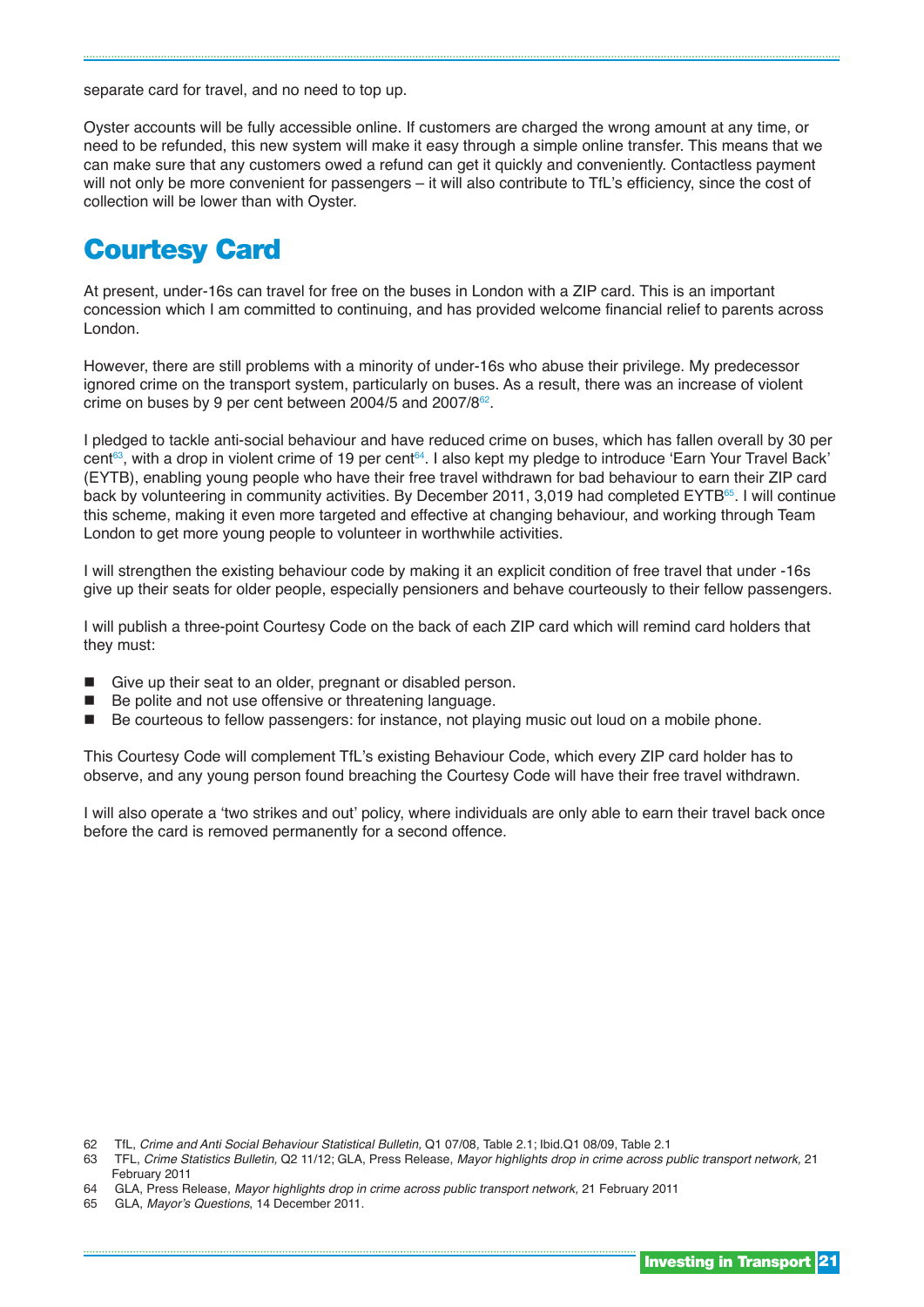separate card for travel, and no need to top up.

Oyster accounts will be fully accessible online. If customers are charged the wrong amount at any time, or need to be refunded, this new system will make it easy through a simple online transfer. This means that we can make sure that any customers owed a refund can get it quickly and conveniently. Contactless payment will not only be more convenient for passengers – it will also contribute to TfL's efficiency, since the cost of collection will be lower than with Oyster.

## Courtesy Card

At present, under-16s can travel for free on the buses in London with a ZIP card. This is an important concession which I am committed to continuing, and has provided welcome financial relief to parents across London.

However, there are still problems with a minority of under-16s who abuse their privilege. My predecessor ignored crime on the transport system, particularly on buses. As a result, there was an increase of violent crime on buses by 9 per cent between 2004/5 and 2007/8[62].

I pledged to tackle anti-social behaviour and have reduced crime on buses, which has fallen overall by 30 per cent[63], with a drop in violent crime of 19 per cent[64]. I also kept my pledge to introduce 'Earn Your Travel Back' (EYTB), enabling young people who have their free travel withdrawn for bad behaviour to earn their ZIP card back by volunteering in community activities. By December 2011, 3,019 had completed EYTB[65]. I will continue this scheme, making it even more targeted and effective at changing behaviour, and working through Team London to get more young people to volunteer in worthwhile activities.

I will strengthen the existing behaviour code by making it an explicit condition of free travel that under -16s give up their seats for older people, especially pensioners and behave courteously to their fellow passengers.

I will publish a three-point Courtesy Code on the back of each ZIP card which will remind card holders that they must:

- Give up their seat to an older, pregnant or disabled person.
- Be polite and not use offensive or threatening language.
- Be courteous to fellow passengers: for instance, not playing music out loud on a mobile phone.

This Courtesy Code will complement TfL's existing Behaviour Code, which every ZIP card holder has to observe, and any young person found breaching the Courtesy Code will have their free travel withdrawn.

I will also operate a 'two strikes and out' policy, where individuals are only able to earn their travel back once before the card is removed permanently for a second offence.

62 TfL, *Crime and Anti Social Behaviour Statistical Bulletin,* Q1 07/08, Table 2.1; Ibid.Q1 08/09, Table 2.1

63 TFL, *Crime Statistics Bulletin,* Q2 11/12; GLA, Press Release, *Mayor highlights drop in crime across public transport network,* 21 February 2011

64 GLA, Press Release, *Mayor highlights drop in crime across public transport network,* 21 February 2011

65 GLA, *Mayor's Questions*, 14 December 2011.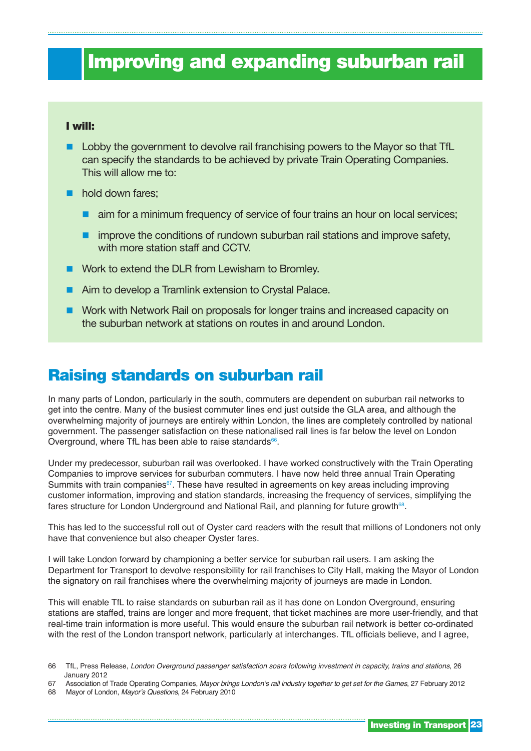# Improving and expanding suburban rail

**I will:**

- Lobby the government to devolve rail franchising powers to the Mayor so that TfL can specify the standards to be achieved by private Train Operating Companies. This will allow me to:
- hold down fares;
  - aim for a minimum frequency of service of four trains an hour on local services;
  - improve the conditions of rundown suburban rail stations and improve safety, with more station staff and CCTV.
- Work to extend the DLR from Lewisham to Bromley.
- Aim to develop a Tramlink extension to Crystal Palace.
- Work with Network Rail on proposals for longer trains and increased capacity on the suburban network at stations on routes in and around London.

## Raising standards on suburban rail

In many parts of London, particularly in the south, commuters are dependent on suburban rail networks to get into the centre. Many of the busiest commuter lines end just outside the GLA area, and although the overwhelming majority of journeys are entirely within London, the lines are completely controlled by national government. The passenger satisfaction on these nationalised rail lines is far below the level on London Overground, where TfL has been able to raise standards[66].

Under my predecessor, suburban rail was overlooked. I have worked constructively with the Train Operating Companies to improve services for suburban commuters. I have now held three annual Train Operating Summits with train companies[67]. These have resulted in agreements on key areas including improving customer information, improving and station standards, increasing the frequency of services, simplifying the fares structure for London Underground and National Rail, and planning for future growth[68].

This has led to the successful roll out of Oyster card readers with the result that millions of Londoners not only have that convenience but also cheaper Oyster fares.

I will take London forward by championing a better service for suburban rail users. I am asking the Department for Transport to devolve responsibility for rail franchises to City Hall, making the Mayor of London the signatory on rail franchises where the overwhelming majority of journeys are made in London.

This will enable TfL to raise standards on suburban rail as it has done on London Overground, ensuring stations are staffed, trains are longer and more frequent, that ticket machines are more user-friendly, and that real-time train information is more useful. This would ensure the suburban rail network is better co-ordinated with the rest of the London transport network, particularly at interchanges. TfL officials believe, and I agree,

66 TfL, Press Release, *London Overground passenger satisfaction soars following investment in capacity, trains and stations*, 26 January 2012

67 Association of Trade Operating Companies, *Mayor brings London's rail industry together to get set for the Games*, 27 February 2012

68 Mayor of London, *Mayor's Questions*, 24 February 2010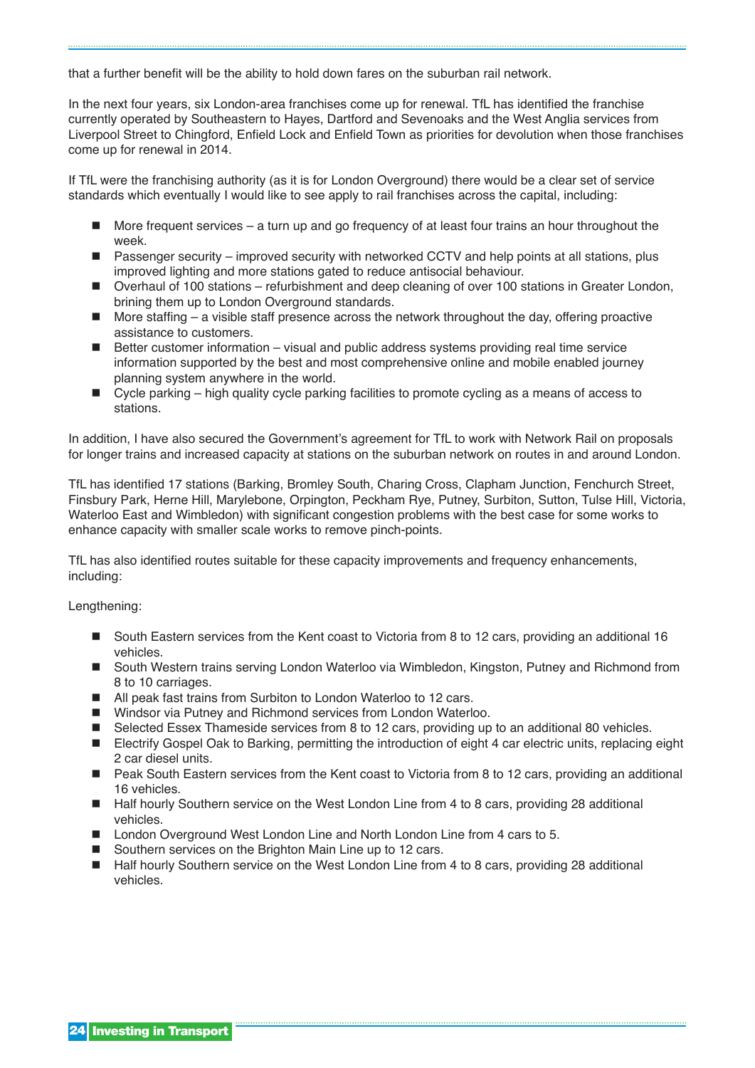that a further benefit will be the ability to hold down fares on the suburban rail network.

In the next four years, six London-area franchises come up for renewal. TfL has identified the franchise currently operated by Southeastern to Hayes, Dartford and Sevenoaks and the West Anglia services from Liverpool Street to Chingford, Enfield Lock and Enfield Town as priorities for devolution when those franchises come up for renewal in 2014.

If TfL were the franchising authority (as it is for London Overground) there would be a clear set of service standards which eventually I would like to see apply to rail franchises across the capital, including:

- More frequent services – a turn up and go frequency of at least four trains an hour throughout the week.
- Passenger security – improved security with networked CCTV and help points at all stations, plus improved lighting and more stations gated to reduce antisocial behaviour.
- Overhaul of 100 stations – refurbishment and deep cleaning of over 100 stations in Greater London, brining them up to London Overground standards.
- More staffing – a visible staff presence across the network throughout the day, offering proactive assistance to customers.
- Better customer information – visual and public address systems providing real time service information supported by the best and most comprehensive online and mobile enabled journey planning system anywhere in the world.
- Cycle parking – high quality cycle parking facilities to promote cycling as a means of access to stations.

In addition, I have also secured the Government's agreement for TfL to work with Network Rail on proposals for longer trains and increased capacity at stations on the suburban network on routes in and around London.

TfL has identified 17 stations (Barking, Bromley South, Charing Cross, Clapham Junction, Fenchurch Street, Finsbury Park, Herne Hill, Marylebone, Orpington, Peckham Rye, Putney, Surbiton, Sutton, Tulse Hill, Victoria, Waterloo East and Wimbledon) with significant congestion problems with the best case for some works to enhance capacity with smaller scale works to remove pinch-points.

TfL has also identified routes suitable for these capacity improvements and frequency enhancements, including:

Lengthening:

- South Eastern services from the Kent coast to Victoria from 8 to 12 cars, providing an additional 16 vehicles.
- South Western trains serving London Waterloo via Wimbledon, Kingston, Putney and Richmond from 8 to 10 carriages.
- All peak fast trains from Surbiton to London Waterloo to 12 cars.
- Windsor via Putney and Richmond services from London Waterloo.
- Selected Essex Thameside services from 8 to 12 cars, providing up to an additional 80 vehicles.
- Electrify Gospel Oak to Barking, permitting the introduction of eight 4 car electric units, replacing eight 2 car diesel units.
- Peak South Eastern services from the Kent coast to Victoria from 8 to 12 cars, providing an additional 16 vehicles.
- Half hourly Southern service on the West London Line from 4 to 8 cars, providing 28 additional vehicles.
- London Overground West London Line and North London Line from 4 cars to 5.
- Southern services on the Brighton Main Line up to 12 cars.
- Half hourly Southern service on the West London Line from 4 to 8 cars, providing 28 additional vehicles.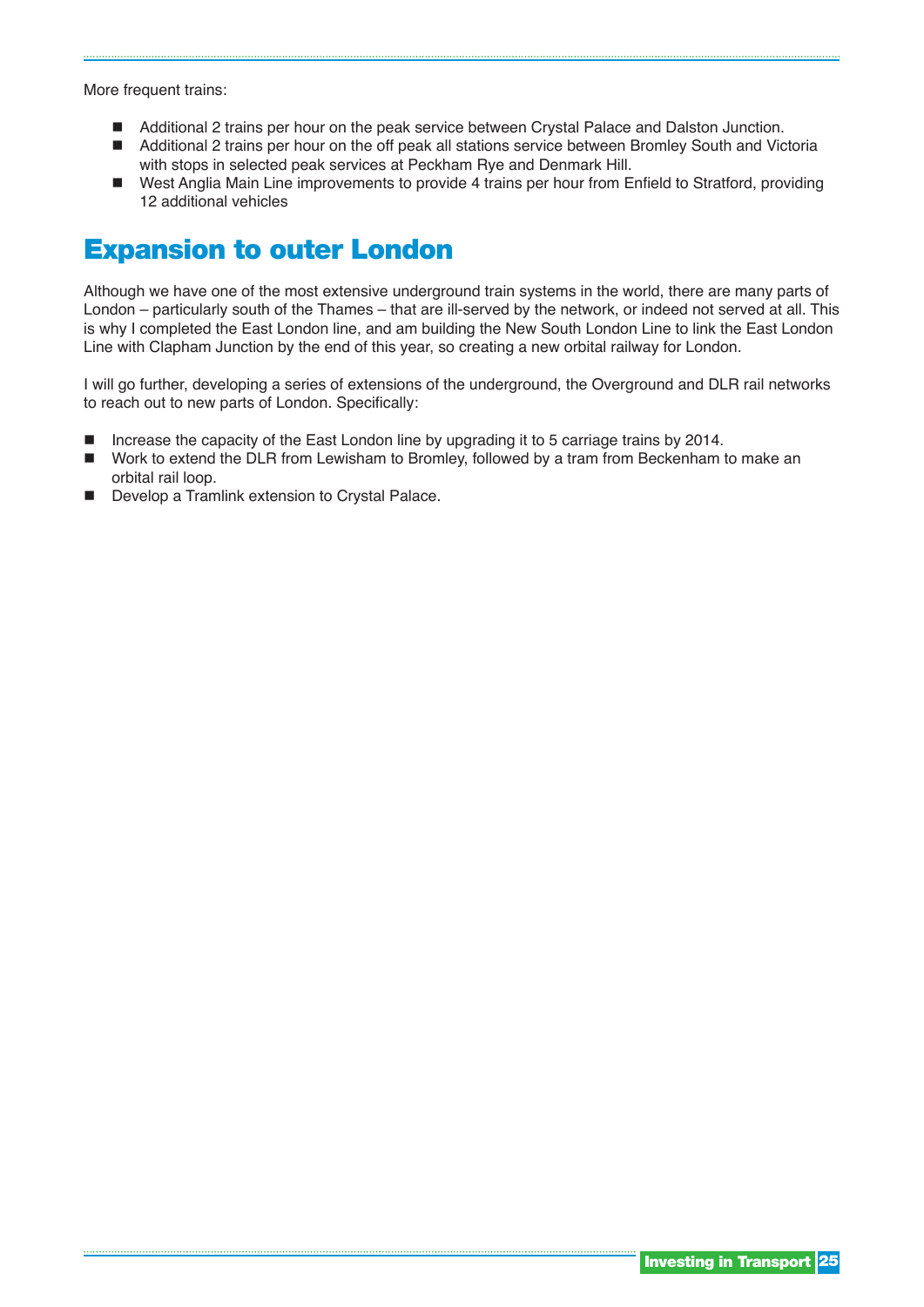More frequent trains:

- Additional 2 trains per hour on the peak service between Crystal Palace and Dalston Junction.
- Additional 2 trains per hour on the off peak all stations service between Bromley South and Victoria with stops in selected peak services at Peckham Rye and Denmark Hill.
- West Anglia Main Line improvements to provide 4 trains per hour from Enfield to Stratford, providing 12 additional vehicles

## Expansion to outer London

Although we have one of the most extensive underground train systems in the world, there are many parts of London – particularly south of the Thames – that are ill-served by the network, or indeed not served at all. This is why I completed the East London line, and am building the New South London Line to link the East London Line with Clapham Junction by the end of this year, so creating a new orbital railway for London.

I will go further, developing a series of extensions of the underground, the Overground and DLR rail networks to reach out to new parts of London. Specifically:

- Increase the capacity of the East London line by upgrading it to 5 carriage trains by 2014.
- Work to extend the DLR from Lewisham to Bromley, followed by a tram from Beckenham to make an orbital rail loop.
- Develop a Tramlink extension to Crystal Palace.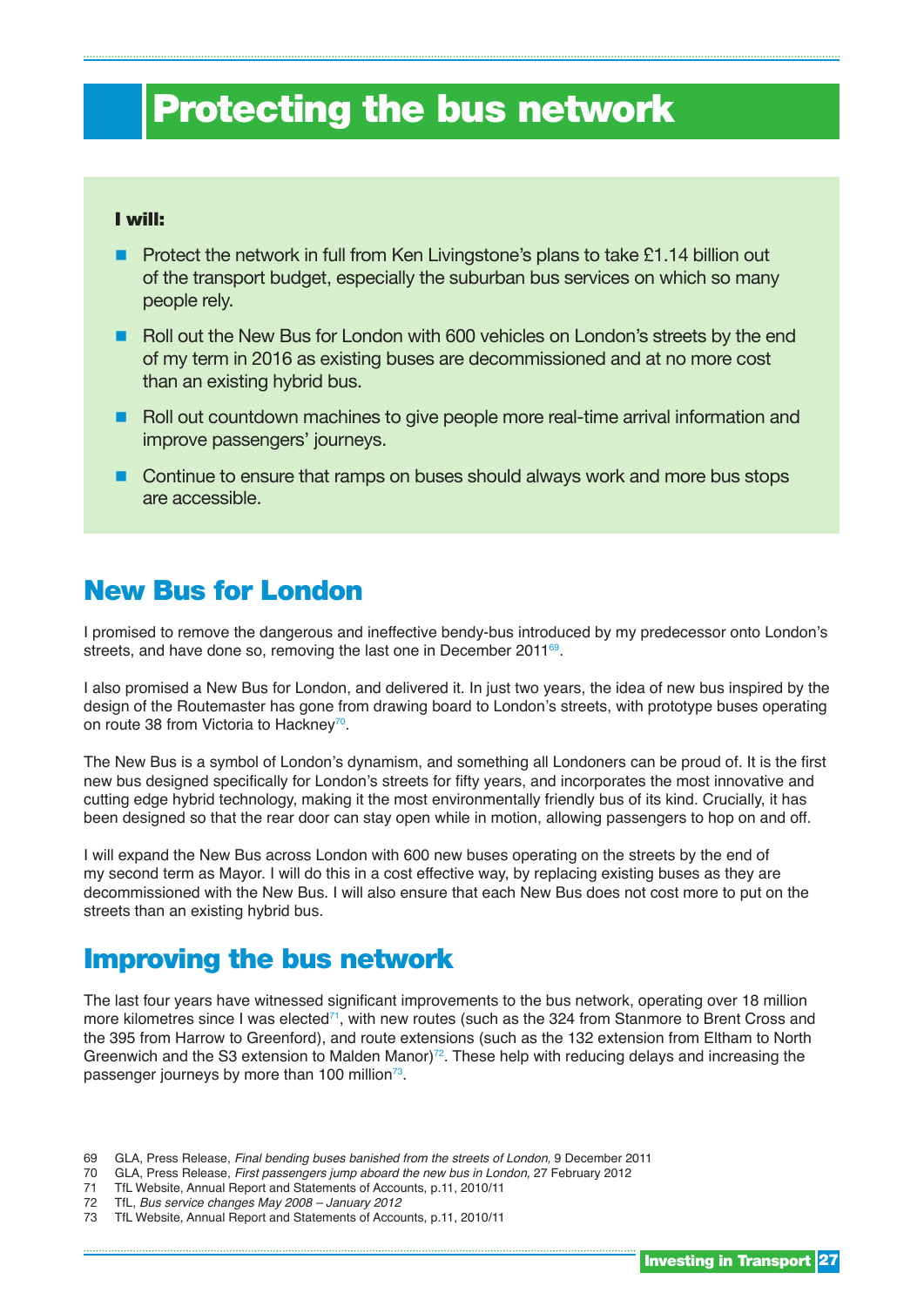# Protecting the bus network

**I will:**

- Protect the network in full from Ken Livingstone's plans to take £1.14 billion out of the transport budget, especially the suburban bus services on which so many people rely.
- Roll out the New Bus for London with 600 vehicles on London's streets by the end of my term in 2016 as existing buses are decommissioned and at no more cost than an existing hybrid bus.
- Roll out countdown machines to give people more real-time arrival information and improve passengers' journeys.
- Continue to ensure that ramps on buses should always work and more bus stops are accessible.

## New Bus for London

I promised to remove the dangerous and ineffective bendy-bus introduced by my predecessor onto London's streets, and have done so, removing the last one in December 2011[69].

I also promised a New Bus for London, and delivered it. In just two years, the idea of new bus inspired by the design of the Routemaster has gone from drawing board to London's streets, with prototype buses operating on route 38 from Victoria to Hackney[70].

The New Bus is a symbol of London's dynamism, and something all Londoners can be proud of. It is the first new bus designed specifically for London's streets for fifty years, and incorporates the most innovative and cutting edge hybrid technology, making it the most environmentally friendly bus of its kind. Crucially, it has been designed so that the rear door can stay open while in motion, allowing passengers to hop on and off.

I will expand the New Bus across London with 600 new buses operating on the streets by the end of my second term as Mayor. I will do this in a cost effective way, by replacing existing buses as they are decommissioned with the New Bus. I will also ensure that each New Bus does not cost more to put on the streets than an existing hybrid bus.

## Improving the bus network

The last four years have witnessed significant improvements to the bus network, operating over 18 million more kilometres since I was elected[71], with new routes (such as the 324 from Stanmore to Brent Cross and the 395 from Harrow to Greenford), and route extensions (such as the 132 extension from Eltham to North Greenwich and the S3 extension to Malden Manor)[72]. These help with reducing delays and increasing the passenger journeys by more than 100 million[73].

69 GLA, Press Release, *Final bending buses banished from the streets of London,* 9 December 2011
70 GLA, Press Release, *First passengers jump aboard the new bus in London,* 27 February 2012
71 TfL Website, Annual Report and Statements of Accounts, p.11, 2010/11
72 TfL, *Bus service changes May 2008 – January 2012*
73 TfL Website, Annual Report and Statements of Accounts, p.11, 2010/11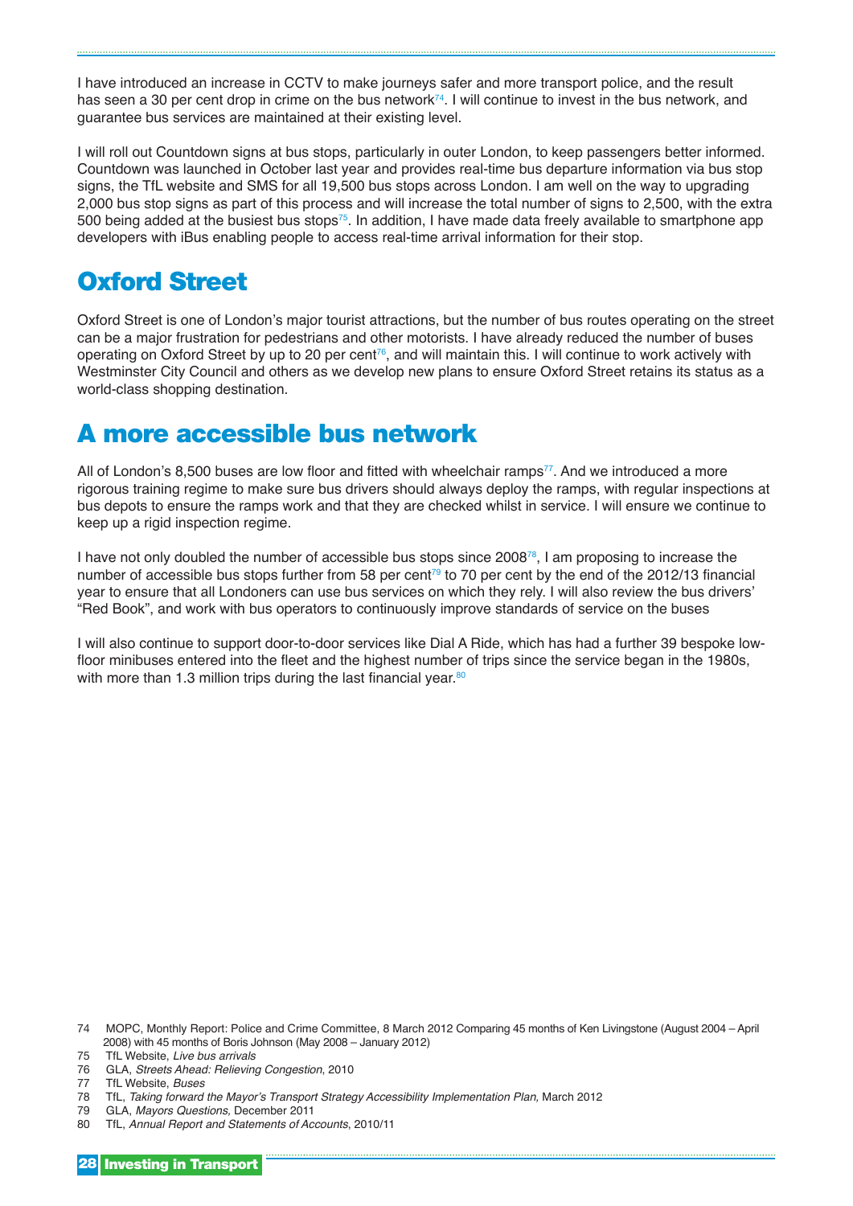I have introduced an increase in CCTV to make journeys safer and more transport police, and the result has seen a 30 per cent drop in crime on the bus network[74]. I will continue to invest in the bus network, and guarantee bus services are maintained at their existing level.

I will roll out Countdown signs at bus stops, particularly in outer London, to keep passengers better informed. Countdown was launched in October last year and provides real-time bus departure information via bus stop signs, the TfL website and SMS for all 19,500 bus stops across London. I am well on the way to upgrading 2,000 bus stop signs as part of this process and will increase the total number of signs to 2,500, with the extra 500 being added at the busiest bus stops[75]. In addition, I have made data freely available to smartphone app developers with iBus enabling people to access real-time arrival information for their stop.

## Oxford Street

Oxford Street is one of London's major tourist attractions, but the number of bus routes operating on the street can be a major frustration for pedestrians and other motorists. I have already reduced the number of buses operating on Oxford Street by up to 20 per cent[76], and will maintain this. I will continue to work actively with Westminster City Council and others as we develop new plans to ensure Oxford Street retains its status as a world-class shopping destination.

## A more accessible bus network

All of London's 8,500 buses are low floor and fitted with wheelchair ramps[77]. And we introduced a more rigorous training regime to make sure bus drivers should always deploy the ramps, with regular inspections at bus depots to ensure the ramps work and that they are checked whilst in service. I will ensure we continue to keep up a rigid inspection regime.

I have not only doubled the number of accessible bus stops since 2008[78], I am proposing to increase the number of accessible bus stops further from 58 per cent[79] to 70 per cent by the end of the 2012/13 financial year to ensure that all Londoners can use bus services on which they rely. I will also review the bus drivers' "Red Book", and work with bus operators to continuously improve standards of service on the buses

I will also continue to support door-to-door services like Dial A Ride, which has had a further 39 bespoke low-floor minibuses entered into the fleet and the highest number of trips since the service began in the 1980s, with more than 1.3 million trips during the last financial year.[80]

---

74 MOPC, Monthly Report: Police and Crime Committee, 8 March 2012 Comparing 45 months of Ken Livingstone (August 2004 – April 2008) with 45 months of Boris Johnson (May 2008 – January 2012)

75 TfL Website, *Live bus arrivals*

76 GLA, *Streets Ahead: Relieving Congestion*, 2010

77 TfL Website, *Buses*

78 TfL, *Taking forward the Mayor's Transport Strategy Accessibility Implementation Plan,* March 2012

79 GLA, *Mayors Questions,* December 2011

80 TfL, *Annual Report and Statements of Accounts*, 2010/11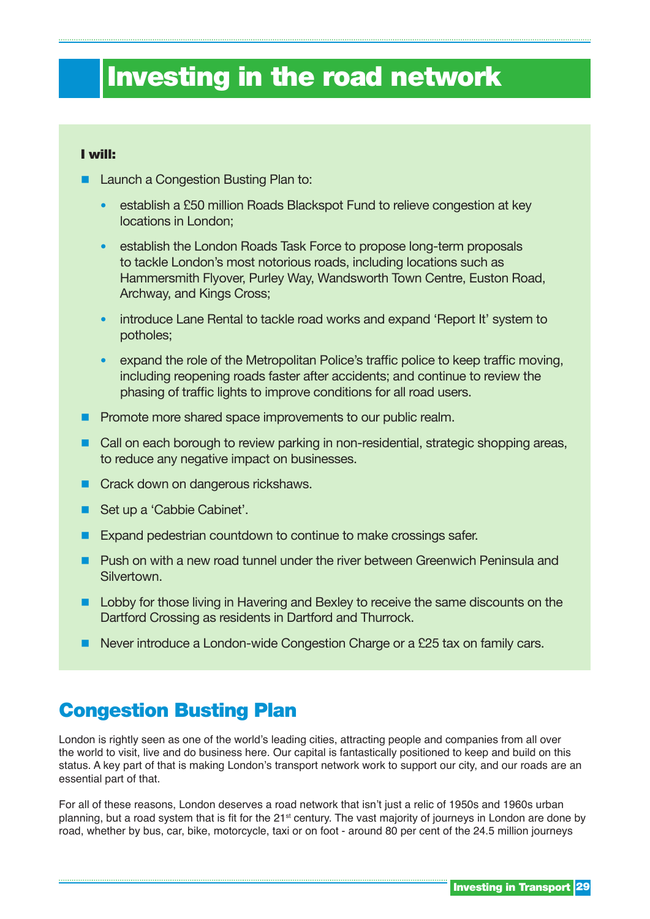# Investing in the road network

**I will:**

- Launch a Congestion Busting Plan to:
  - establish a £50 million Roads Blackspot Fund to relieve congestion at key locations in London;
  - establish the London Roads Task Force to propose long-term proposals to tackle London's most notorious roads, including locations such as Hammersmith Flyover, Purley Way, Wandsworth Town Centre, Euston Road, Archway, and Kings Cross;
  - introduce Lane Rental to tackle road works and expand 'Report It' system to potholes;
  - expand the role of the Metropolitan Police's traffic police to keep traffic moving, including reopening roads faster after accidents; and continue to review the phasing of traffic lights to improve conditions for all road users.
- Promote more shared space improvements to our public realm.
- Call on each borough to review parking in non-residential, strategic shopping areas, to reduce any negative impact on businesses.
- Crack down on dangerous rickshaws.
- Set up a 'Cabbie Cabinet'.
- Expand pedestrian countdown to continue to make crossings safer.
- Push on with a new road tunnel under the river between Greenwich Peninsula and Silvertown.
- Lobby for those living in Havering and Bexley to receive the same discounts on the Dartford Crossing as residents in Dartford and Thurrock.
- Never introduce a London-wide Congestion Charge or a £25 tax on family cars.

## Congestion Busting Plan

London is rightly seen as one of the world's leading cities, attracting people and companies from all over the world to visit, live and do business here. Our capital is fantastically positioned to keep and build on this status. A key part of that is making London's transport network work to support our city, and our roads are an essential part of that.

For all of these reasons, London deserves a road network that isn't just a relic of 1950s and 1960s urban planning, but a road system that is fit for the 21st century. The vast majority of journeys in London are done by road, whether by bus, car, bike, motorcycle, taxi or on foot - around 80 per cent of the 24.5 million journeys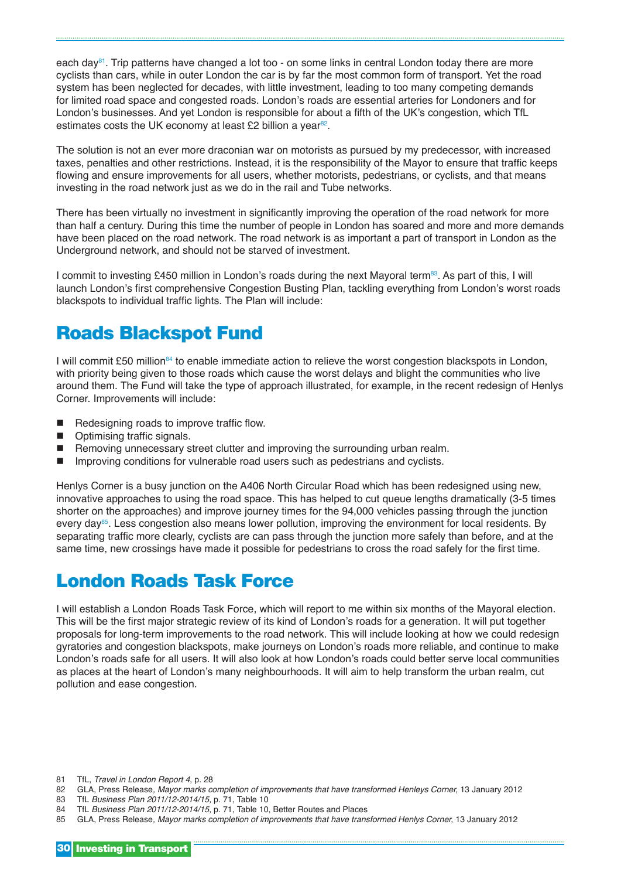each day[81]. Trip patterns have changed a lot too - on some links in central London today there are more cyclists than cars, while in outer London the car is by far the most common form of transport. Yet the road system has been neglected for decades, with little investment, leading to too many competing demands for limited road space and congested roads. London's roads are essential arteries for Londoners and for London's businesses. And yet London is responsible for about a fifth of the UK's congestion, which TfL estimates costs the UK economy at least £2 billion a year[82].

The solution is not an ever more draconian war on motorists as pursued by my predecessor, with increased taxes, penalties and other restrictions. Instead, it is the responsibility of the Mayor to ensure that traffic keeps flowing and ensure improvements for all users, whether motorists, pedestrians, or cyclists, and that means investing in the road network just as we do in the rail and Tube networks.

There has been virtually no investment in significantly improving the operation of the road network for more than half a century. During this time the number of people in London has soared and more and more demands have been placed on the road network. The road network is as important a part of transport in London as the Underground network, and should not be starved of investment.

I commit to investing £450 million in London's roads during the next Mayoral term[83]. As part of this, I will launch London's first comprehensive Congestion Busting Plan, tackling everything from London's worst roads blackspots to individual traffic lights. The Plan will include:

## Roads Blackspot Fund

I will commit £50 million[84] to enable immediate action to relieve the worst congestion blackspots in London, with priority being given to those roads which cause the worst delays and blight the communities who live around them. The Fund will take the type of approach illustrated, for example, in the recent redesign of Henlys Corner. Improvements will include:

- Redesigning roads to improve traffic flow.
- Optimising traffic signals.
- Removing unnecessary street clutter and improving the surrounding urban realm.
- Improving conditions for vulnerable road users such as pedestrians and cyclists.

Henlys Corner is a busy junction on the A406 North Circular Road which has been redesigned using new, innovative approaches to using the road space. This has helped to cut queue lengths dramatically (3-5 times shorter on the approaches) and improve journey times for the 94,000 vehicles passing through the junction every day[85]. Less congestion also means lower pollution, improving the environment for local residents. By separating traffic more clearly, cyclists are can pass through the junction more safely than before, and at the same time, new crossings have made it possible for pedestrians to cross the road safely for the first time.

## London Roads Task Force

I will establish a London Roads Task Force, which will report to me within six months of the Mayoral election. This will be the first major strategic review of its kind of London's roads for a generation. It will put together proposals for long-term improvements to the road network. This will include looking at how we could redesign gyratories and congestion blackspots, make journeys on London's roads more reliable, and continue to make London's roads safe for all users. It will also look at how London's roads could better serve local communities as places at the heart of London's many neighbourhoods. It will aim to help transform the urban realm, cut pollution and ease congestion.

81 TfL, *Travel in London Report 4*, p. 28
82 GLA, Press Release*, Mayor marks completion of improvements that have transformed Henleys Corner,* 13 January 2012
83 TfL *Business Plan 2011/12-2014/15,* p. 71, Table 10
84 TfL *Business Plan 2011/12-2014/15,* p. 71, Table 10, Better Routes and Places
85 GLA, Press Release*, Mayor marks completion of improvements that have transformed Henlys Corner,* 13 January 2012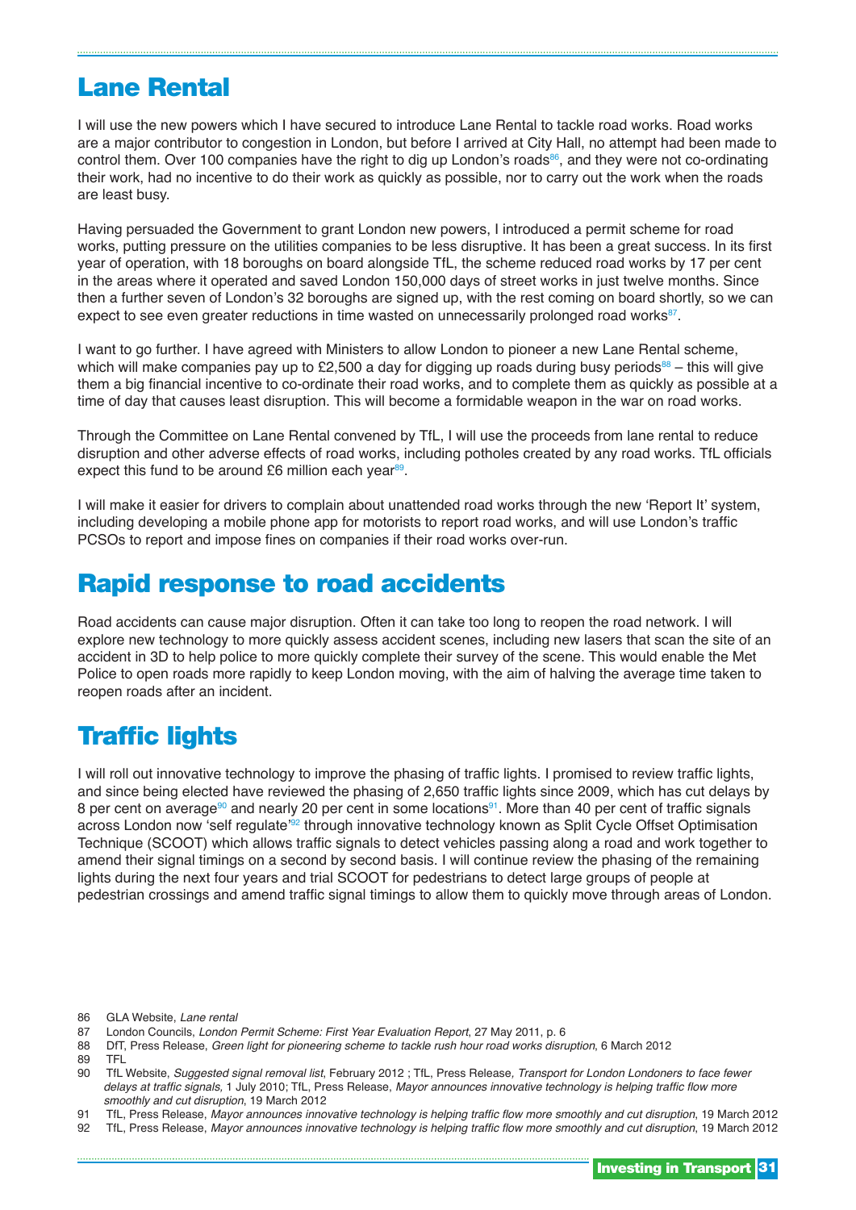## Lane Rental

I will use the new powers which I have secured to introduce Lane Rental to tackle road works. Road works are a major contributor to congestion in London, but before I arrived at City Hall, no attempt had been made to control them. Over 100 companies have the right to dig up London's roads[86], and they were not co-ordinating their work, had no incentive to do their work as quickly as possible, nor to carry out the work when the roads are least busy.

Having persuaded the Government to grant London new powers, I introduced a permit scheme for road works, putting pressure on the utilities companies to be less disruptive. It has been a great success. In its first year of operation, with 18 boroughs on board alongside TfL, the scheme reduced road works by 17 per cent in the areas where it operated and saved London 150,000 days of street works in just twelve months. Since then a further seven of London's 32 boroughs are signed up, with the rest coming on board shortly, so we can expect to see even greater reductions in time wasted on unnecessarily prolonged road works[87].

I want to go further. I have agreed with Ministers to allow London to pioneer a new Lane Rental scheme, which will make companies pay up to £2,500 a day for digging up roads during busy periods[88] – this will give them a big financial incentive to co-ordinate their road works, and to complete them as quickly as possible at a time of day that causes least disruption. This will become a formidable weapon in the war on road works.

Through the Committee on Lane Rental convened by TfL, I will use the proceeds from lane rental to reduce disruption and other adverse effects of road works, including potholes created by any road works. TfL officials expect this fund to be around £6 million each year[89].

I will make it easier for drivers to complain about unattended road works through the new 'Report It' system, including developing a mobile phone app for motorists to report road works, and will use London's traffic PCSOs to report and impose fines on companies if their road works over-run.

## Rapid response to road accidents

Road accidents can cause major disruption. Often it can take too long to reopen the road network. I will explore new technology to more quickly assess accident scenes, including new lasers that scan the site of an accident in 3D to help police to more quickly complete their survey of the scene. This would enable the Met Police to open roads more rapidly to keep London moving, with the aim of halving the average time taken to reopen roads after an incident.

## Traffic lights

I will roll out innovative technology to improve the phasing of traffic lights. I promised to review traffic lights, and since being elected have reviewed the phasing of 2,650 traffic lights since 2009, which has cut delays by 8 per cent on average[90] and nearly 20 per cent in some locations[91]. More than 40 per cent of traffic signals across London now 'self regulate'[92] through innovative technology known as Split Cycle Offset Optimisation Technique (SCOOT) which allows traffic signals to detect vehicles passing along a road and work together to amend their signal timings on a second by second basis. I will continue review the phasing of the remaining lights during the next four years and trial SCOOT for pedestrians to detect large groups of people at pedestrian crossings and amend traffic signal timings to allow them to quickly move through areas of London.

---

86 GLA Website, *Lane rental*

87 London Councils, *London Permit Scheme: First Year Evaluation Report*, 27 May 2011, p. 6

88 DfT, Press Release, *Green light for pioneering scheme to tackle rush hour road works disruption*, 6 March 2012

89 TFL

90 TfL Website, *Suggested signal removal list*, February 2012 ; TfL, Press Release, *Transport for London Londoners to face fewer delays at traffic signals,* 1 July 2010; TfL, Press Release, *Mayor announces innovative technology is helping traffic flow more smoothly and cut disruption*, 19 March 2012

91 TfL, Press Release, *Mayor announces innovative technology is helping traffic flow more smoothly and cut disruption*, 19 March 2012

92 TfL, Press Release, *Mayor announces innovative technology is helping traffic flow more smoothly and cut disruption*, 19 March 2012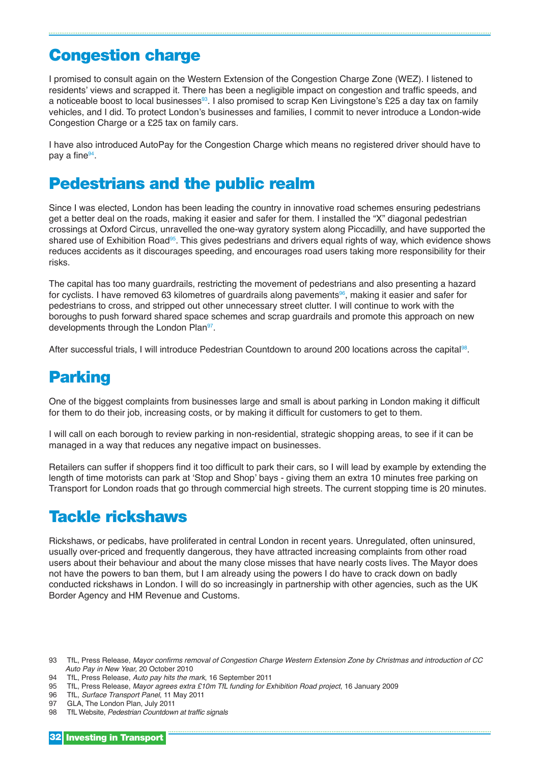## Congestion charge

I promised to consult again on the Western Extension of the Congestion Charge Zone (WEZ). I listened to residents' views and scrapped it. There has been a negligible impact on congestion and traffic speeds, and a noticeable boost to local businesses[93]. I also promised to scrap Ken Livingstone's £25 a day tax on family vehicles, and I did. To protect London's businesses and families, I commit to never introduce a London-wide Congestion Charge or a £25 tax on family cars.

I have also introduced AutoPay for the Congestion Charge which means no registered driver should have to pay a fine[94].

## Pedestrians and the public realm

Since I was elected, London has been leading the country in innovative road schemes ensuring pedestrians get a better deal on the roads, making it easier and safer for them. I installed the "X" diagonal pedestrian crossings at Oxford Circus, unravelled the one-way gyratory system along Piccadilly, and have supported the shared use of Exhibition Road[95]. This gives pedestrians and drivers equal rights of way, which evidence shows reduces accidents as it discourages speeding, and encourages road users taking more responsibility for their risks.

The capital has too many guardrails, restricting the movement of pedestrians and also presenting a hazard for cyclists. I have removed 63 kilometres of guardrails along pavements[96], making it easier and safer for pedestrians to cross, and stripped out other unnecessary street clutter. I will continue to work with the boroughs to push forward shared space schemes and scrap guardrails and promote this approach on new developments through the London Plan[97].

After successful trials, I will introduce Pedestrian Countdown to around 200 locations across the capital[98].

## Parking

One of the biggest complaints from businesses large and small is about parking in London making it difficult for them to do their job, increasing costs, or by making it difficult for customers to get to them.

I will call on each borough to review parking in non-residential, strategic shopping areas, to see if it can be managed in a way that reduces any negative impact on businesses.

Retailers can suffer if shoppers find it too difficult to park their cars, so I will lead by example by extending the length of time motorists can park at 'Stop and Shop' bays - giving them an extra 10 minutes free parking on Transport for London roads that go through commercial high streets. The current stopping time is 20 minutes.

## Tackle rickshaws

Rickshaws, or pedicabs, have proliferated in central London in recent years. Unregulated, often uninsured, usually over-priced and frequently dangerous, they have attracted increasing complaints from other road users about their behaviour and about the many close misses that have nearly costs lives. The Mayor does not have the powers to ban them, but I am already using the powers I do have to crack down on badly conducted rickshaws in London. I will do so increasingly in partnership with other agencies, such as the UK Border Agency and HM Revenue and Customs.

---

93 TfL, Press Release, *Mayor confirms removal of Congestion Charge Western Extension Zone by Christmas and introduction of CC Auto Pay in New Year*, 20 October 2010

94 TfL, Press Release, *Auto pay hits the mark*, 16 September 2011

95 TfL, Press Release, *Mayor agrees extra £10m TfL funding for Exhibition Road project*, 16 January 2009

96 TfL, *Surface Transport Panel*, 11 May 2011

97 GLA, The London Plan, July 2011

98 TfL Website, *Pedestrian Countdown at traffic signals*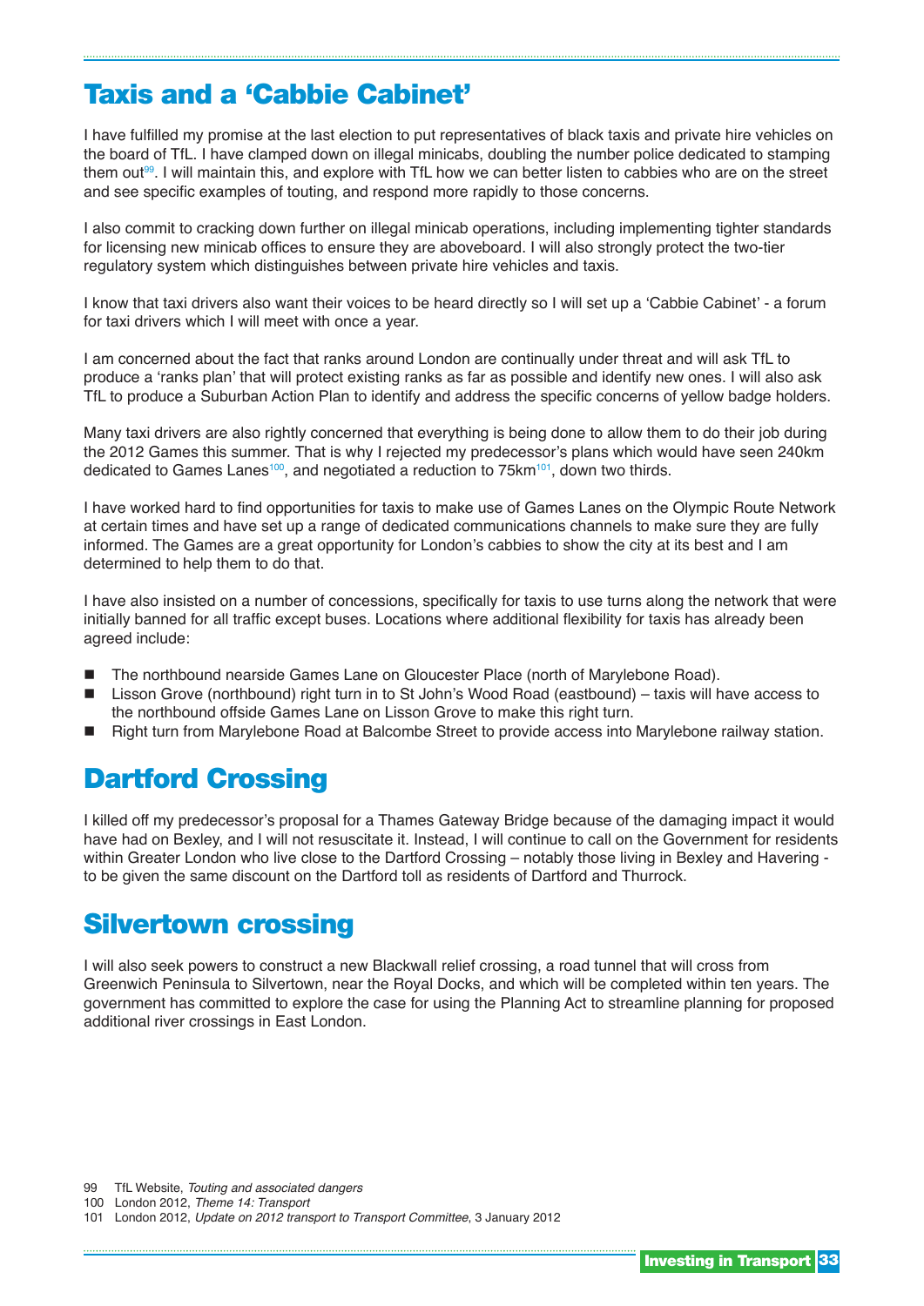## Taxis and a 'Cabbie Cabinet'

I have fulfilled my promise at the last election to put representatives of black taxis and private hire vehicles on the board of TfL. I have clamped down on illegal minicabs, doubling the number police dedicated to stamping them out[99]. I will maintain this, and explore with TfL how we can better listen to cabbies who are on the street and see specific examples of touting, and respond more rapidly to those concerns.

I also commit to cracking down further on illegal minicab operations, including implementing tighter standards for licensing new minicab offices to ensure they are aboveboard. I will also strongly protect the two-tier regulatory system which distinguishes between private hire vehicles and taxis.

I know that taxi drivers also want their voices to be heard directly so I will set up a 'Cabbie Cabinet' - a forum for taxi drivers which I will meet with once a year.

I am concerned about the fact that ranks around London are continually under threat and will ask TfL to produce a 'ranks plan' that will protect existing ranks as far as possible and identify new ones. I will also ask TfL to produce a Suburban Action Plan to identify and address the specific concerns of yellow badge holders.

Many taxi drivers are also rightly concerned that everything is being done to allow them to do their job during the 2012 Games this summer. That is why I rejected my predecessor's plans which would have seen 240km dedicated to Games Lanes[100], and negotiated a reduction to 75km[101], down two thirds.

I have worked hard to find opportunities for taxis to make use of Games Lanes on the Olympic Route Network at certain times and have set up a range of dedicated communications channels to make sure they are fully informed. The Games are a great opportunity for London's cabbies to show the city at its best and I am determined to help them to do that.

I have also insisted on a number of concessions, specifically for taxis to use turns along the network that were initially banned for all traffic except buses. Locations where additional flexibility for taxis has already been agreed include:

- The northbound nearside Games Lane on Gloucester Place (north of Marylebone Road).
- Lisson Grove (northbound) right turn in to St John's Wood Road (eastbound) – taxis will have access to the northbound offside Games Lane on Lisson Grove to make this right turn.
- Right turn from Marylebone Road at Balcombe Street to provide access into Marylebone railway station.

## Dartford Crossing

I killed off my predecessor's proposal for a Thames Gateway Bridge because of the damaging impact it would have had on Bexley, and I will not resuscitate it. Instead, I will continue to call on the Government for residents within Greater London who live close to the Dartford Crossing – notably those living in Bexley and Havering - to be given the same discount on the Dartford toll as residents of Dartford and Thurrock.

## Silvertown crossing

I will also seek powers to construct a new Blackwall relief crossing, a road tunnel that will cross from Greenwich Peninsula to Silvertown, near the Royal Docks, and which will be completed within ten years. The government has committed to explore the case for using the Planning Act to streamline planning for proposed additional river crossings in East London.

99 TfL Website, *Touting and associated dangers*
100 London 2012, *Theme 14: Transport*
101 London 2012, *Update on 2012 transport to Transport Committee*, 3 January 2012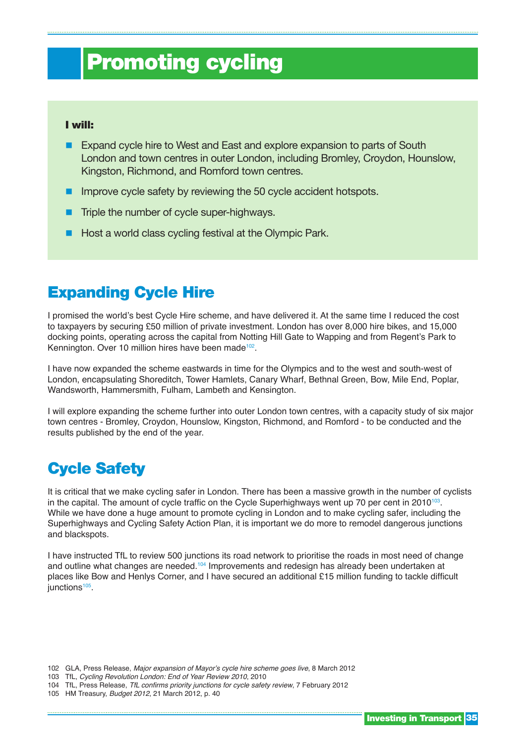# Promoting cycling

**I will:**

- Expand cycle hire to West and East and explore expansion to parts of South London and town centres in outer London, including Bromley, Croydon, Hounslow, Kingston, Richmond, and Romford town centres.
- Improve cycle safety by reviewing the 50 cycle accident hotspots.
- Triple the number of cycle super-highways.
- Host a world class cycling festival at the Olympic Park.

## Expanding Cycle Hire

I promised the world's best Cycle Hire scheme, and have delivered it. At the same time I reduced the cost to taxpayers by securing £50 million of private investment. London has over 8,000 hire bikes, and 15,000 docking points, operating across the capital from Notting Hill Gate to Wapping and from Regent's Park to Kennington. Over 10 million hires have been made[102].

I have now expanded the scheme eastwards in time for the Olympics and to the west and south-west of London, encapsulating Shoreditch, Tower Hamlets, Canary Wharf, Bethnal Green, Bow, Mile End, Poplar, Wandsworth, Hammersmith, Fulham, Lambeth and Kensington.

I will explore expanding the scheme further into outer London town centres, with a capacity study of six major town centres - Bromley, Croydon, Hounslow, Kingston, Richmond, and Romford - to be conducted and the results published by the end of the year.

## Cycle Safety

It is critical that we make cycling safer in London. There has been a massive growth in the number of cyclists in the capital. The amount of cycle traffic on the Cycle Superhighways went up 70 per cent in 2010[103]. While we have done a huge amount to promote cycling in London and to make cycling safer, including the Superhighways and Cycling Safety Action Plan, it is important we do more to remodel dangerous junctions and blackspots.

I have instructed TfL to review 500 junctions its road network to prioritise the roads in most need of change and outline what changes are needed.[104] Improvements and redesign has already been undertaken at places like Bow and Henlys Corner, and I have secured an additional £15 million funding to tackle difficult junctions[105].

102 GLA, Press Release, *Major expansion of Mayor's cycle hire scheme goes live*, 8 March 2012
103 TfL, *Cycling Revolution London: End of Year Review 2010*, 2010
104 TfL, Press Release, *TfL confirms priority junctions for cycle safety review*, 7 February 2012
105 HM Treasury, *Budget 2012*, 21 March 2012, p. 40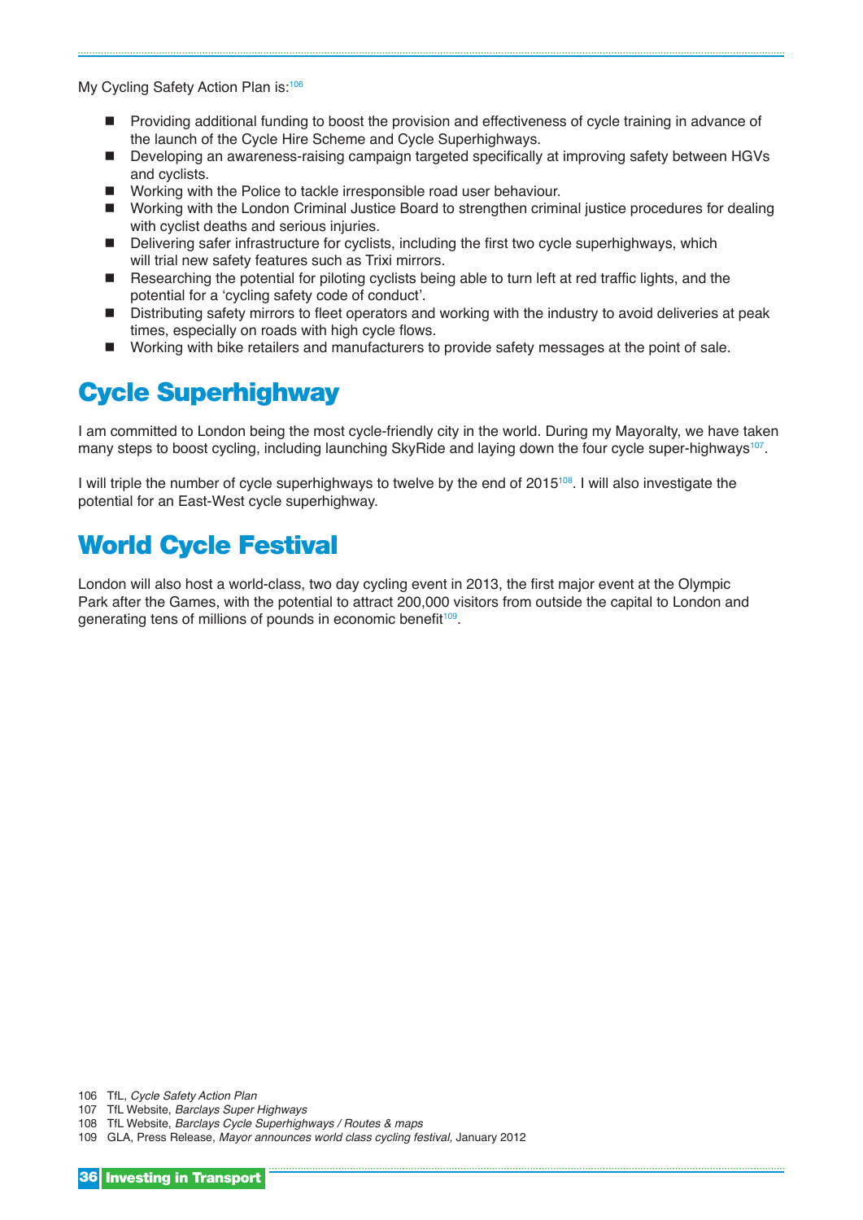My Cycling Safety Action Plan is:[106]

- Providing additional funding to boost the provision and effectiveness of cycle training in advance of the launch of the Cycle Hire Scheme and Cycle Superhighways.
- Developing an awareness-raising campaign targeted specifically at improving safety between HGVs and cyclists.
- Working with the Police to tackle irresponsible road user behaviour.
- Working with the London Criminal Justice Board to strengthen criminal justice procedures for dealing with cyclist deaths and serious injuries.
- Delivering safer infrastructure for cyclists, including the first two cycle superhighways, which will trial new safety features such as Trixi mirrors.
- Researching the potential for piloting cyclists being able to turn left at red traffic lights, and the potential for a 'cycling safety code of conduct'.
- Distributing safety mirrors to fleet operators and working with the industry to avoid deliveries at peak times, especially on roads with high cycle flows.
- Working with bike retailers and manufacturers to provide safety messages at the point of sale.

## Cycle Superhighway

I am committed to London being the most cycle-friendly city in the world. During my Mayoralty, we have taken many steps to boost cycling, including launching SkyRide and laying down the four cycle super-highways[107].

I will triple the number of cycle superhighways to twelve by the end of 2015[108]. I will also investigate the potential for an East-West cycle superhighway.

## World Cycle Festival

London will also host a world-class, two day cycling event in 2013, the first major event at the Olympic Park after the Games, with the potential to attract 200,000 visitors from outside the capital to London and generating tens of millions of pounds in economic benefit[109].

106 TfL, *Cycle Safety Action Plan*
107 TfL Website, *Barclays Super Highways*
108 TfL Website, *Barclays Cycle Superhighways / Routes & maps*
109 GLA, Press Release, *Mayor announces world class cycling festival,* January 2012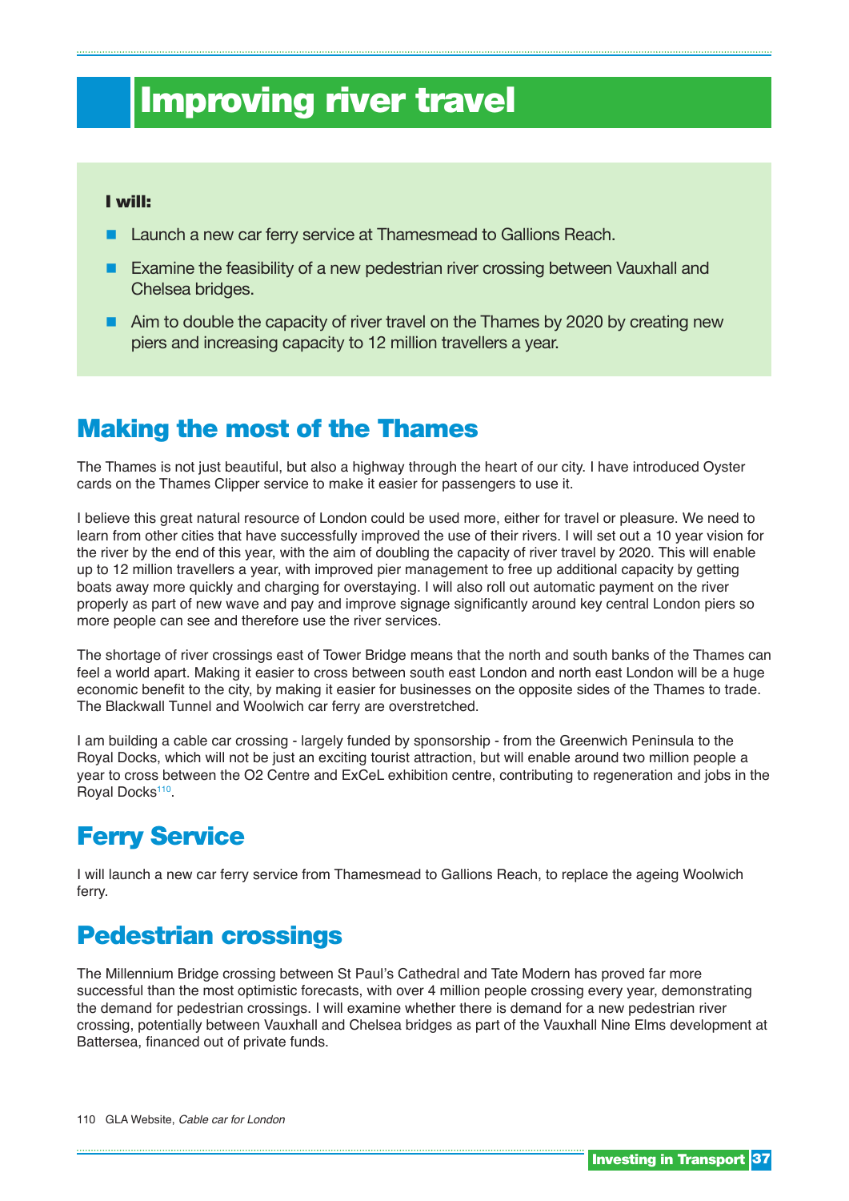# Improving river travel

**I will:**

- Launch a new car ferry service at Thamesmead to Gallions Reach.
- Examine the feasibility of a new pedestrian river crossing between Vauxhall and Chelsea bridges.
- Aim to double the capacity of river travel on the Thames by 2020 by creating new piers and increasing capacity to 12 million travellers a year.

## Making the most of the Thames

The Thames is not just beautiful, but also a highway through the heart of our city. I have introduced Oyster cards on the Thames Clipper service to make it easier for passengers to use it.

I believe this great natural resource of London could be used more, either for travel or pleasure. We need to learn from other cities that have successfully improved the use of their rivers. I will set out a 10 year vision for the river by the end of this year, with the aim of doubling the capacity of river travel by 2020. This will enable up to 12 million travellers a year, with improved pier management to free up additional capacity by getting boats away more quickly and charging for overstaying. I will also roll out automatic payment on the river properly as part of new wave and pay and improve signage significantly around key central London piers so more people can see and therefore use the river services.

The shortage of river crossings east of Tower Bridge means that the north and south banks of the Thames can feel a world apart. Making it easier to cross between south east London and north east London will be a huge economic benefit to the city, by making it easier for businesses on the opposite sides of the Thames to trade. The Blackwall Tunnel and Woolwich car ferry are overstretched.

I am building a cable car crossing - largely funded by sponsorship - from the Greenwich Peninsula to the Royal Docks, which will not be just an exciting tourist attraction, but will enable around two million people a year to cross between the O2 Centre and ExCeL exhibition centre, contributing to regeneration and jobs in the Royal Docks[110].

## Ferry Service

I will launch a new car ferry service from Thamesmead to Gallions Reach, to replace the ageing Woolwich ferry.

## Pedestrian crossings

The Millennium Bridge crossing between St Paul's Cathedral and Tate Modern has proved far more successful than the most optimistic forecasts, with over 4 million people crossing every year, demonstrating the demand for pedestrian crossings. I will examine whether there is demand for a new pedestrian river crossing, potentially between Vauxhall and Chelsea bridges as part of the Vauxhall Nine Elms development at Battersea, financed out of private funds.

110 GLA Website, *Cable car for London*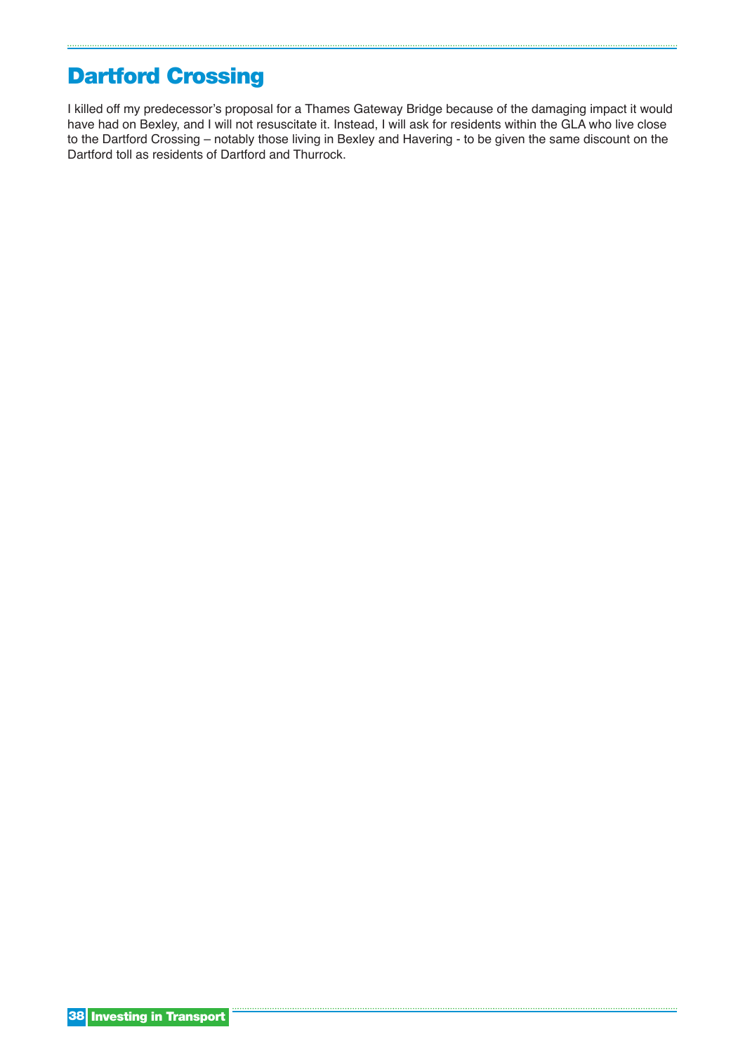## Dartford Crossing

I killed off my predecessor's proposal for a Thames Gateway Bridge because of the damaging impact it would have had on Bexley, and I will not resuscitate it. Instead, I will ask for residents within the GLA who live close to the Dartford Crossing – notably those living in Bexley and Havering - to be given the same discount on the Dartford toll as residents of Dartford and Thurrock.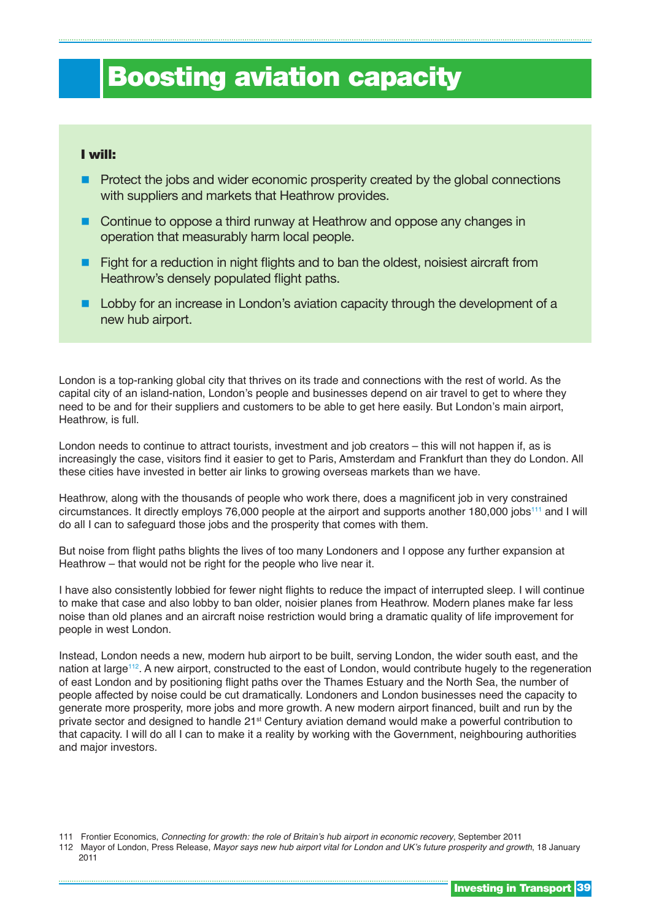# Boosting aviation capacity

**I will:**

- Protect the jobs and wider economic prosperity created by the global connections with suppliers and markets that Heathrow provides.
- Continue to oppose a third runway at Heathrow and oppose any changes in operation that measurably harm local people.
- Fight for a reduction in night flights and to ban the oldest, noisiest aircraft from Heathrow's densely populated flight paths.
- Lobby for an increase in London's aviation capacity through the development of a new hub airport.

London is a top-ranking global city that thrives on its trade and connections with the rest of world. As the capital city of an island-nation, London's people and businesses depend on air travel to get to where they need to be and for their suppliers and customers to be able to get here easily. But London's main airport, Heathrow, is full.

London needs to continue to attract tourists, investment and job creators – this will not happen if, as is increasingly the case, visitors find it easier to get to Paris, Amsterdam and Frankfurt than they do London. All these cities have invested in better air links to growing overseas markets than we have.

Heathrow, along with the thousands of people who work there, does a magnificent job in very constrained circumstances. It directly employs 76,000 people at the airport and supports another 180,000 jobs[111] and I will do all I can to safeguard those jobs and the prosperity that comes with them.

But noise from flight paths blights the lives of too many Londoners and I oppose any further expansion at Heathrow – that would not be right for the people who live near it.

I have also consistently lobbied for fewer night flights to reduce the impact of interrupted sleep. I will continue to make that case and also lobby to ban older, noisier planes from Heathrow. Modern planes make far less noise than old planes and an aircraft noise restriction would bring a dramatic quality of life improvement for people in west London.

Instead, London needs a new, modern hub airport to be built, serving London, the wider south east, and the nation at large[112]. A new airport, constructed to the east of London, would contribute hugely to the regeneration of east London and by positioning flight paths over the Thames Estuary and the North Sea, the number of people affected by noise could be cut dramatically. Londoners and London businesses need the capacity to generate more prosperity, more jobs and more growth. A new modern airport financed, built and run by the private sector and designed to handle 21st Century aviation demand would make a powerful contribution to that capacity. I will do all I can to make it a reality by working with the Government, neighbouring authorities and major investors.

111 Frontier Economics, *Connecting for growth: the role of Britain's hub airport in economic recovery*, September 2011

112 Mayor of London, Press Release, *Mayor says new hub airport vital for London and UK's future prosperity and growth*, 18 January 2011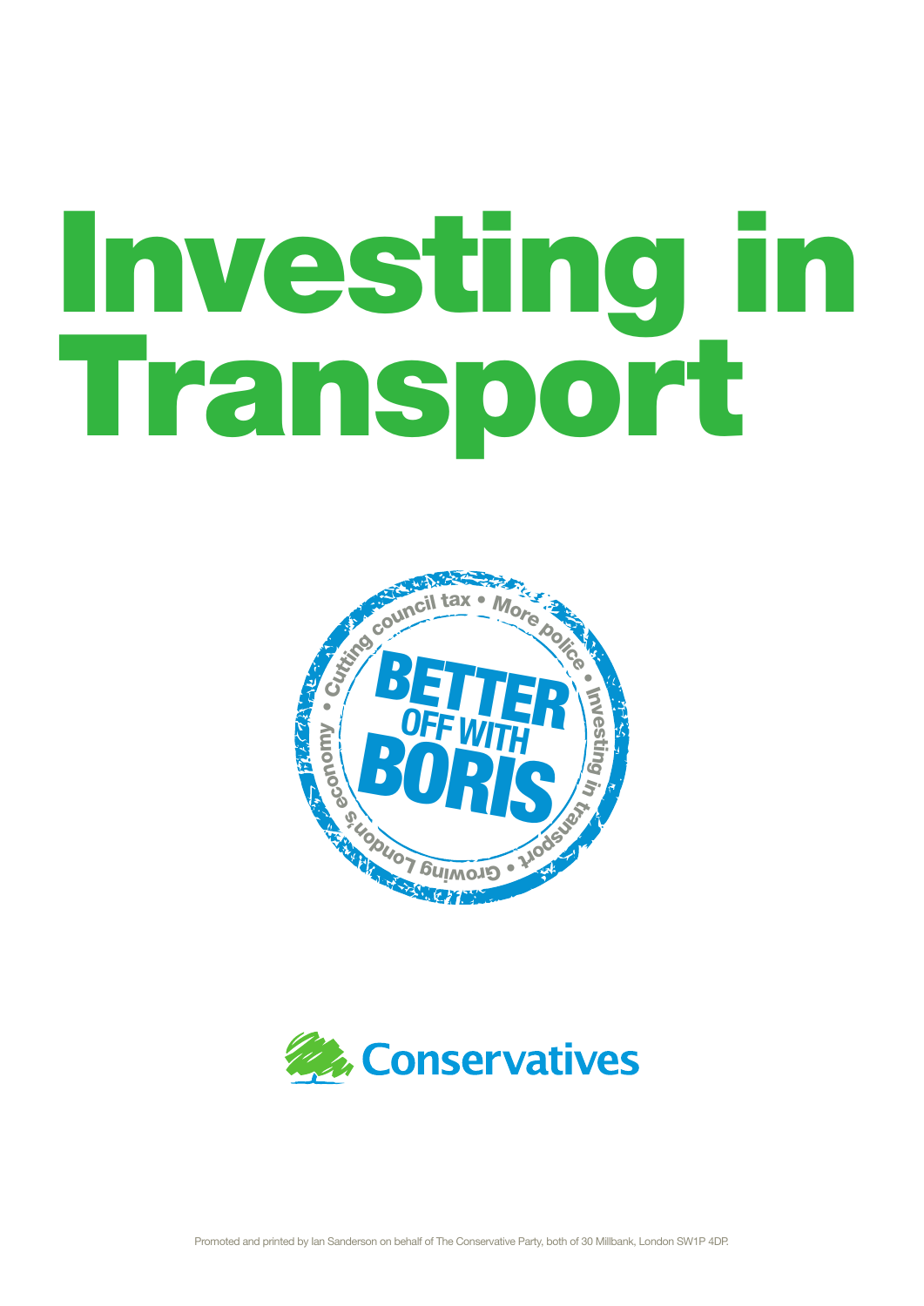# Investing in Transport

Cutting council tax • More police • Investing in transport • Growing London's economy •

BETTER OFF WITH BORIS

Conservatives

Promoted and printed by Ian Sanderson on behalf of The Conservative Party, both of 30 Millbank, London SW1P 4DP.